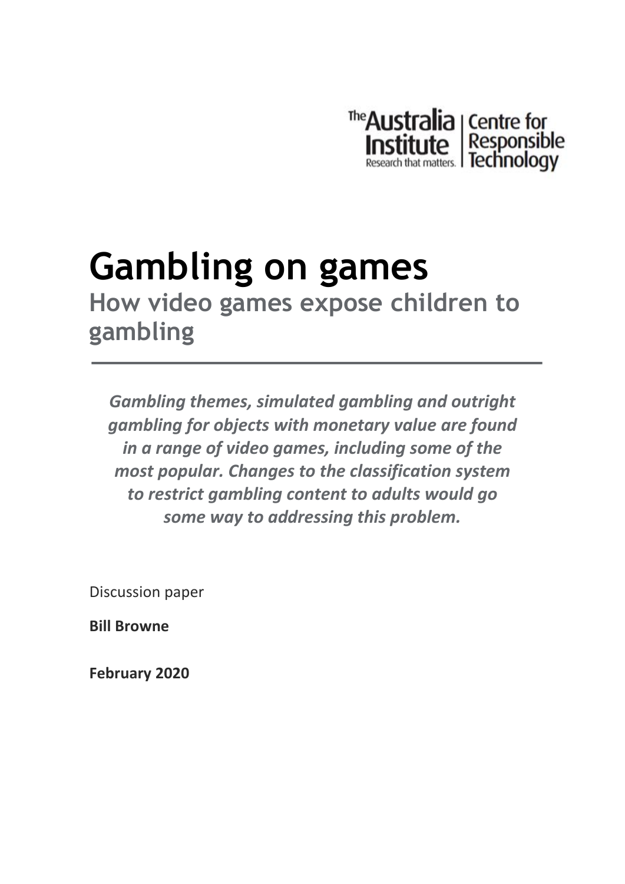The Australia Institute — Research that matters. | Centre for Responsible Technology

# Gambling on games

## How video games expose children to gambling

***Gambling themes, simulated gambling and outright gambling for objects with monetary value are found in a range of video games, including some of the most popular. Changes to the classification system to restrict gambling content to adults would go some way to addressing this problem.***

Discussion paper

**Bill Browne**

**February 2020**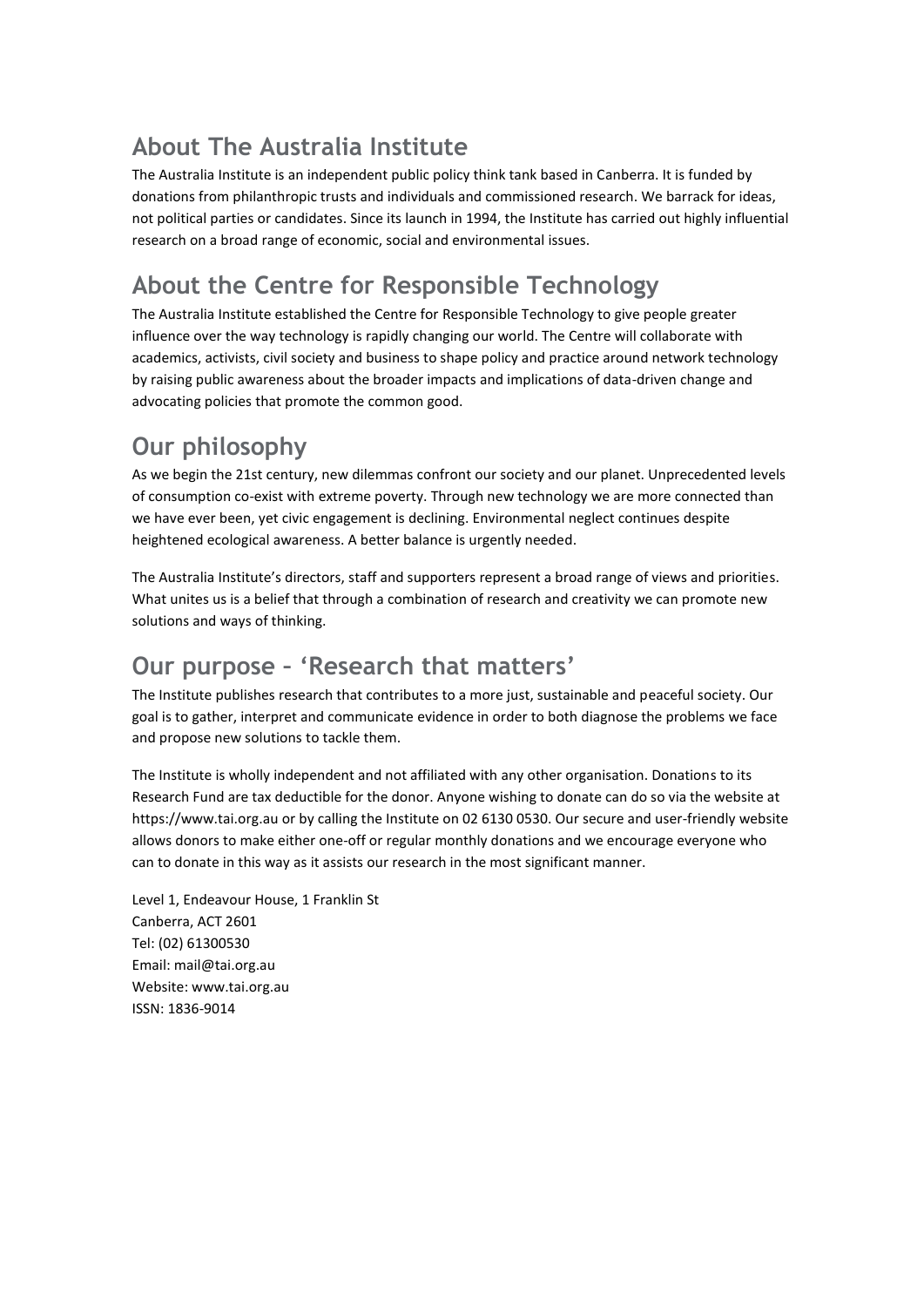## About The Australia Institute

The Australia Institute is an independent public policy think tank based in Canberra. It is funded by donations from philanthropic trusts and individuals and commissioned research. We barrack for ideas, not political parties or candidates. Since its launch in 1994, the Institute has carried out highly influential research on a broad range of economic, social and environmental issues.

## About the Centre for Responsible Technology

The Australia Institute established the Centre for Responsible Technology to give people greater influence over the way technology is rapidly changing our world. The Centre will collaborate with academics, activists, civil society and business to shape policy and practice around network technology by raising public awareness about the broader impacts and implications of data-driven change and advocating policies that promote the common good.

## Our philosophy

As we begin the 21st century, new dilemmas confront our society and our planet. Unprecedented levels of consumption co-exist with extreme poverty. Through new technology we are more connected than we have ever been, yet civic engagement is declining. Environmental neglect continues despite heightened ecological awareness. A better balance is urgently needed.

The Australia Institute's directors, staff and supporters represent a broad range of views and priorities. What unites us is a belief that through a combination of research and creativity we can promote new solutions and ways of thinking.

## Our purpose – 'Research that matters'

The Institute publishes research that contributes to a more just, sustainable and peaceful society. Our goal is to gather, interpret and communicate evidence in order to both diagnose the problems we face and propose new solutions to tackle them.

The Institute is wholly independent and not affiliated with any other organisation. Donations to its Research Fund are tax deductible for the donor. Anyone wishing to donate can do so via the website at https://www.tai.org.au or by calling the Institute on 02 6130 0530. Our secure and user-friendly website allows donors to make either one-off or regular monthly donations and we encourage everyone who can to donate in this way as it assists our research in the most significant manner.

Level 1, Endeavour House, 1 Franklin St
Canberra, ACT 2601
Tel: (02) 61300530
Email: mail@tai.org.au
Website: www.tai.org.au
ISSN: 1836-9014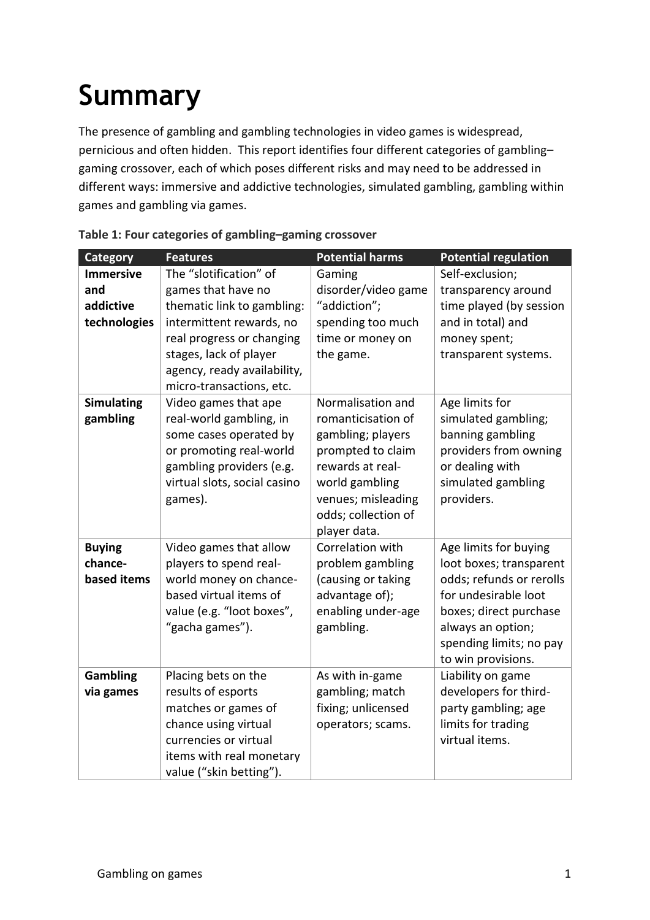# Summary

The presence of gambling and gambling technologies in video games is widespread, pernicious and often hidden. This report identifies four different categories of gambling–gaming crossover, each of which poses different risks and may need to be addressed in different ways: immersive and addictive technologies, simulated gambling, gambling within games and gambling via games.

**Table 1: Four categories of gambling–gaming crossover**

| Category | Features | Potential harms | Potential regulation |
|---|---|---|---|
| **Immersive and addictive technologies** | The "slotification" of games that have no thematic link to gambling: intermittent rewards, no real progress or changing stages, lack of player agency, ready availability, micro-transactions, etc. | Gaming disorder/video game "addiction"; spending too much time or money on the game. | Self-exclusion; transparency around time played (by session and in total) and money spent; transparent systems. |
| **Simulating gambling** | Video games that ape real-world gambling, in some cases operated by or promoting real-world gambling providers (e.g. virtual slots, social casino games). | Normalisation and romanticisation of gambling; players prompted to claim rewards at real-world gambling venues; misleading odds; collection of player data. | Age limits for simulated gambling; banning gambling providers from owning or dealing with simulated gambling providers. |
| **Buying chance-based items** | Video games that allow players to spend real-world money on chance-based virtual items of value (e.g. "loot boxes", "gacha games"). | Correlation with problem gambling (causing or taking advantage of); enabling under-age gambling. | Age limits for buying loot boxes; transparent odds; refunds or rerolls for undesirable loot boxes; direct purchase always an option; spending limits; no pay to win provisions. |
| **Gambling via games** | Placing bets on the results of esports matches or games of chance using virtual currencies or virtual items with real monetary value ("skin betting"). | As with in-game gambling; match fixing; unlicensed operators; scams. | Liability on game developers for third-party gambling; age limits for trading virtual items. |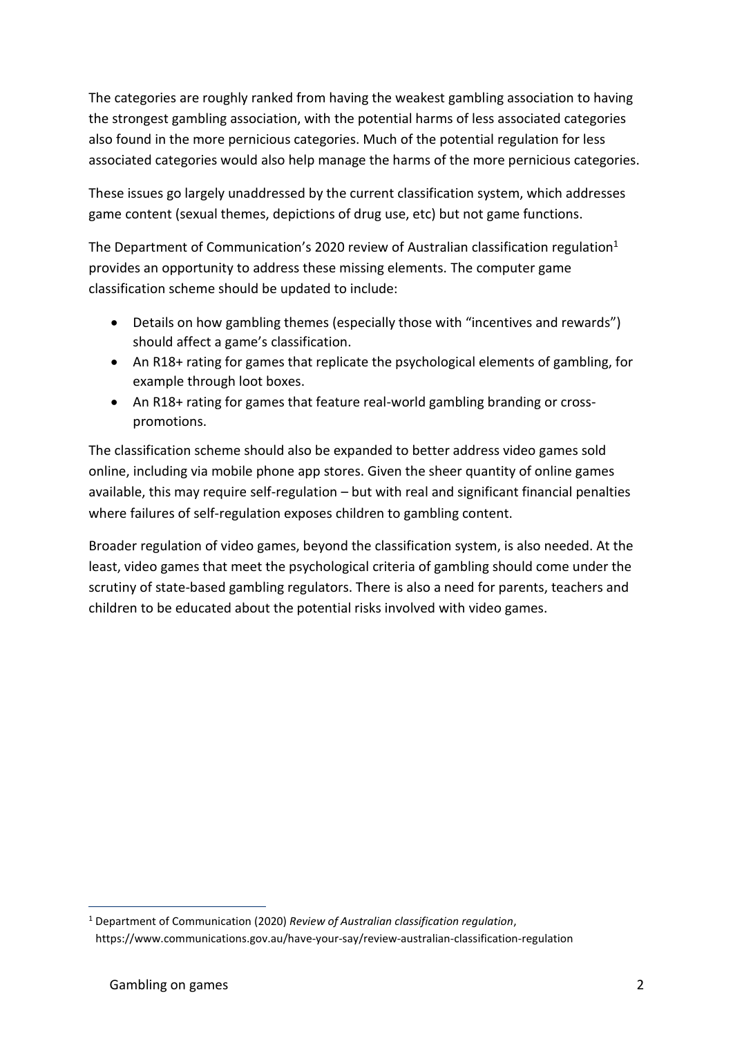The categories are roughly ranked from having the weakest gambling association to having the strongest gambling association, with the potential harms of less associated categories also found in the more pernicious categories. Much of the potential regulation for less associated categories would also help manage the harms of the more pernicious categories.

These issues go largely unaddressed by the current classification system, which addresses game content (sexual themes, depictions of drug use, etc) but not game functions.

The Department of Communication's 2020 review of Australian classification regulation[1] provides an opportunity to address these missing elements. The computer game classification scheme should be updated to include:

- Details on how gambling themes (especially those with "incentives and rewards") should affect a game's classification.
- An R18+ rating for games that replicate the psychological elements of gambling, for example through loot boxes.
- An R18+ rating for games that feature real-world gambling branding or cross-promotions.

The classification scheme should also be expanded to better address video games sold online, including via mobile phone app stores. Given the sheer quantity of online games available, this may require self-regulation – but with real and significant financial penalties where failures of self-regulation exposes children to gambling content.

Broader regulation of video games, beyond the classification system, is also needed. At the least, video games that meet the psychological criteria of gambling should come under the scrutiny of state-based gambling regulators. There is also a need for parents, teachers and children to be educated about the potential risks involved with video games.

---

[1] Department of Communication (2020) *Review of Australian classification regulation*, https://www.communications.gov.au/have-your-say/review-australian-classification-regulation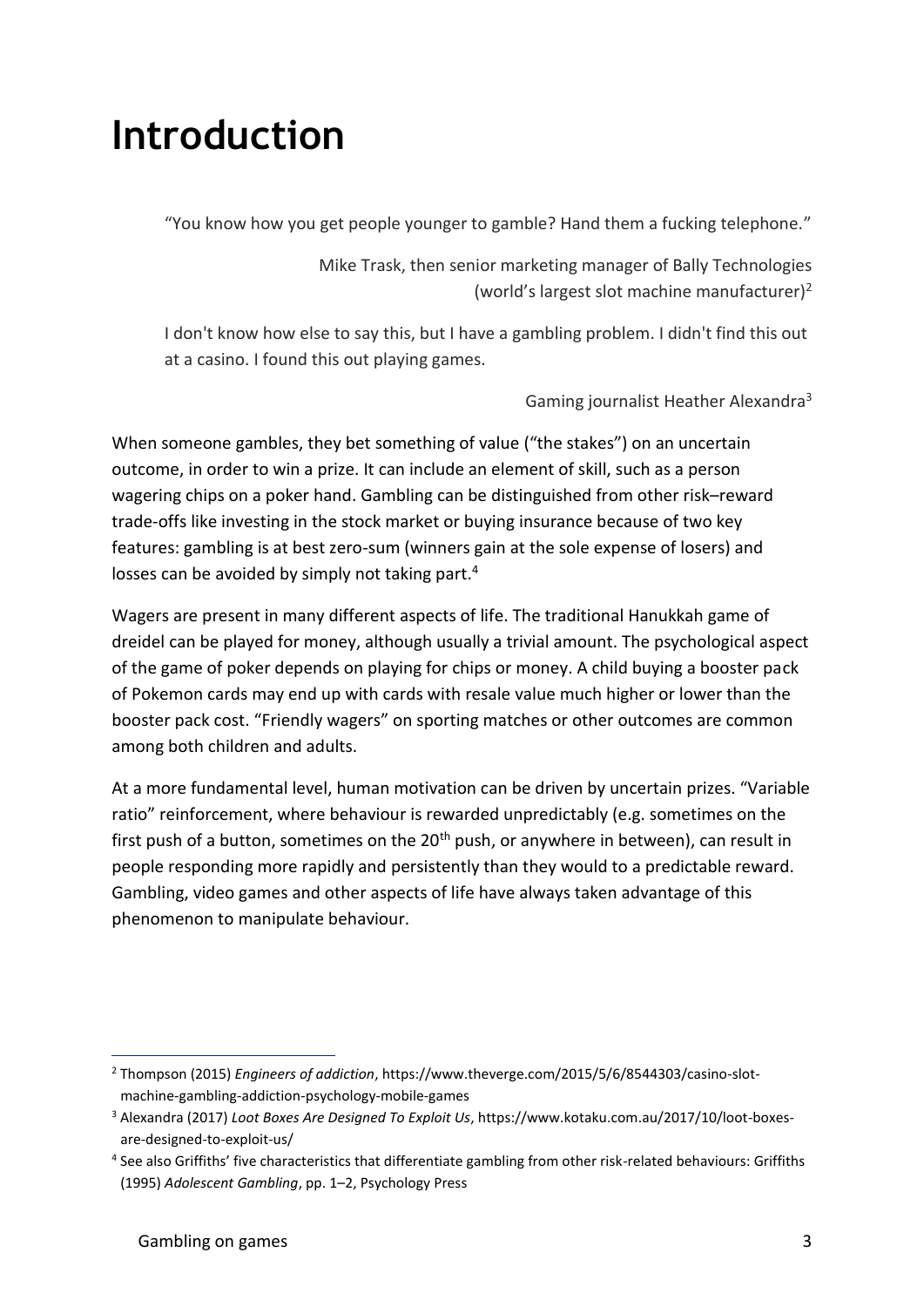# Introduction

> "You know how you get people younger to gamble? Hand them a fucking telephone."
>
> Mike Trask, then senior marketing manager of Bally Technologies (world's largest slot machine manufacturer)[2]

> I don't know how else to say this, but I have a gambling problem. I didn't find this out at a casino. I found this out playing games.
>
> Gaming journalist Heather Alexandra[3]

When someone gambles, they bet something of value ("the stakes") on an uncertain outcome, in order to win a prize. It can include an element of skill, such as a person wagering chips on a poker hand. Gambling can be distinguished from other risk–reward trade-offs like investing in the stock market or buying insurance because of two key features: gambling is at best zero-sum (winners gain at the sole expense of losers) and losses can be avoided by simply not taking part.[4]

Wagers are present in many different aspects of life. The traditional Hanukkah game of dreidel can be played for money, although usually a trivial amount. The psychological aspect of the game of poker depends on playing for chips or money. A child buying a booster pack of Pokemon cards may end up with cards with resale value much higher or lower than the booster pack cost. "Friendly wagers" on sporting matches or other outcomes are common among both children and adults.

At a more fundamental level, human motivation can be driven by uncertain prizes. "Variable ratio" reinforcement, where behaviour is rewarded unpredictably (e.g. sometimes on the first push of a button, sometimes on the 20th push, or anywhere in between), can result in people responding more rapidly and persistently than they would to a predictable reward. Gambling, video games and other aspects of life have always taken advantage of this phenomenon to manipulate behaviour.

---

[2] Thompson (2015) *Engineers of addiction*, https://www.theverge.com/2015/5/6/8544303/casino-slot-machine-gambling-addiction-psychology-mobile-games

[3] Alexandra (2017) *Loot Boxes Are Designed To Exploit Us*, https://www.kotaku.com.au/2017/10/loot-boxes-are-designed-to-exploit-us/

[4] See also Griffiths' five characteristics that differentiate gambling from other risk-related behaviours: Griffiths (1995) *Adolescent Gambling*, pp. 1–2, Psychology Press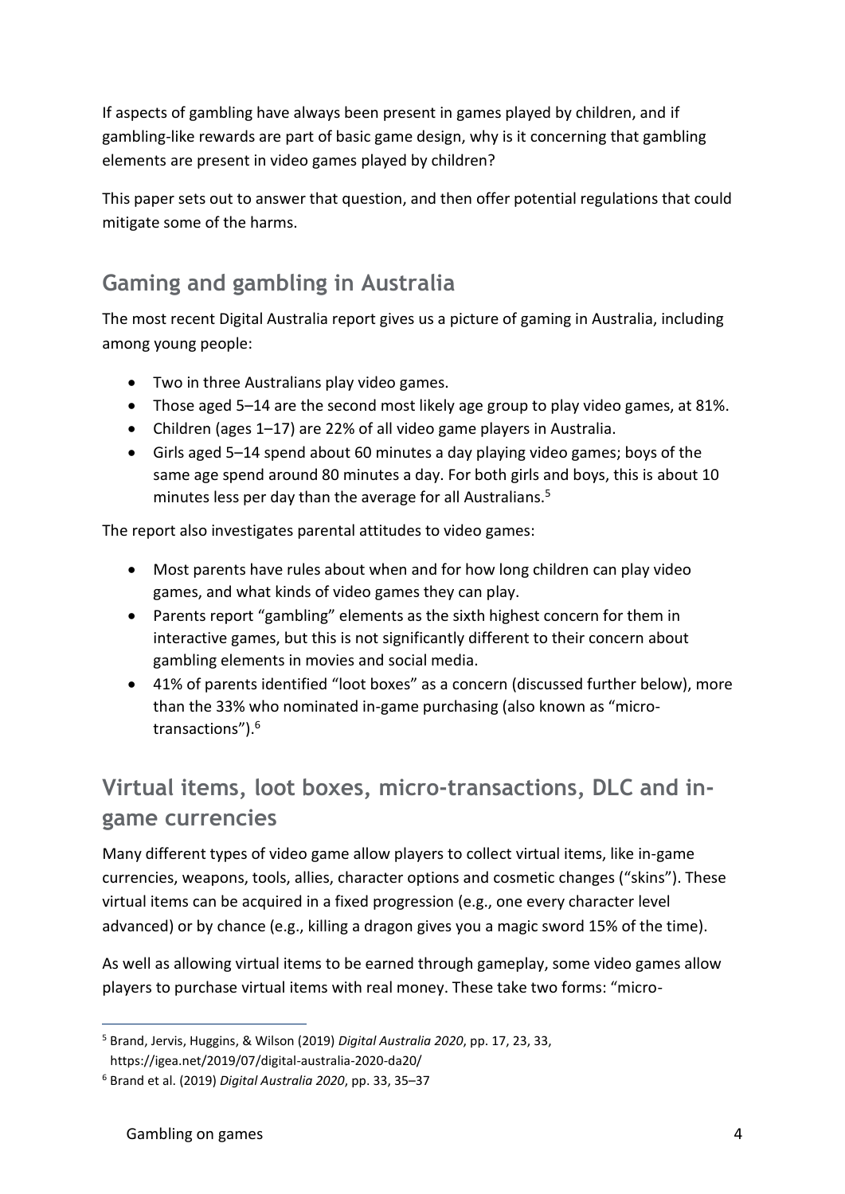If aspects of gambling have always been present in games played by children, and if gambling-like rewards are part of basic game design, why is it concerning that gambling elements are present in video games played by children?

This paper sets out to answer that question, and then offer potential regulations that could mitigate some of the harms.

## Gaming and gambling in Australia

The most recent Digital Australia report gives us a picture of gaming in Australia, including among young people:

- Two in three Australians play video games.
- Those aged 5–14 are the second most likely age group to play video games, at 81%.
- Children (ages 1–17) are 22% of all video game players in Australia.
- Girls aged 5–14 spend about 60 minutes a day playing video games; boys of the same age spend around 80 minutes a day. For both girls and boys, this is about 10 minutes less per day than the average for all Australians.[5]

The report also investigates parental attitudes to video games:

- Most parents have rules about when and for how long children can play video games, and what kinds of video games they can play.
- Parents report "gambling" elements as the sixth highest concern for them in interactive games, but this is not significantly different to their concern about gambling elements in movies and social media.
- 41% of parents identified "loot boxes" as a concern (discussed further below), more than the 33% who nominated in-game purchasing (also known as "micro-transactions").[6]

## Virtual items, loot boxes, micro-transactions, DLC and in-game currencies

Many different types of video game allow players to collect virtual items, like in-game currencies, weapons, tools, allies, character options and cosmetic changes ("skins"). These virtual items can be acquired in a fixed progression (e.g., one every character level advanced) or by chance (e.g., killing a dragon gives you a magic sword 15% of the time).

As well as allowing virtual items to be earned through gameplay, some video games allow players to purchase virtual items with real money. These take two forms: "micro-

---

[5] Brand, Jervis, Huggins, & Wilson (2019) *Digital Australia 2020*, pp. 17, 23, 33, https://igea.net/2019/07/digital-australia-2020-da20/

[6] Brand et al. (2019) *Digital Australia 2020*, pp. 33, 35–37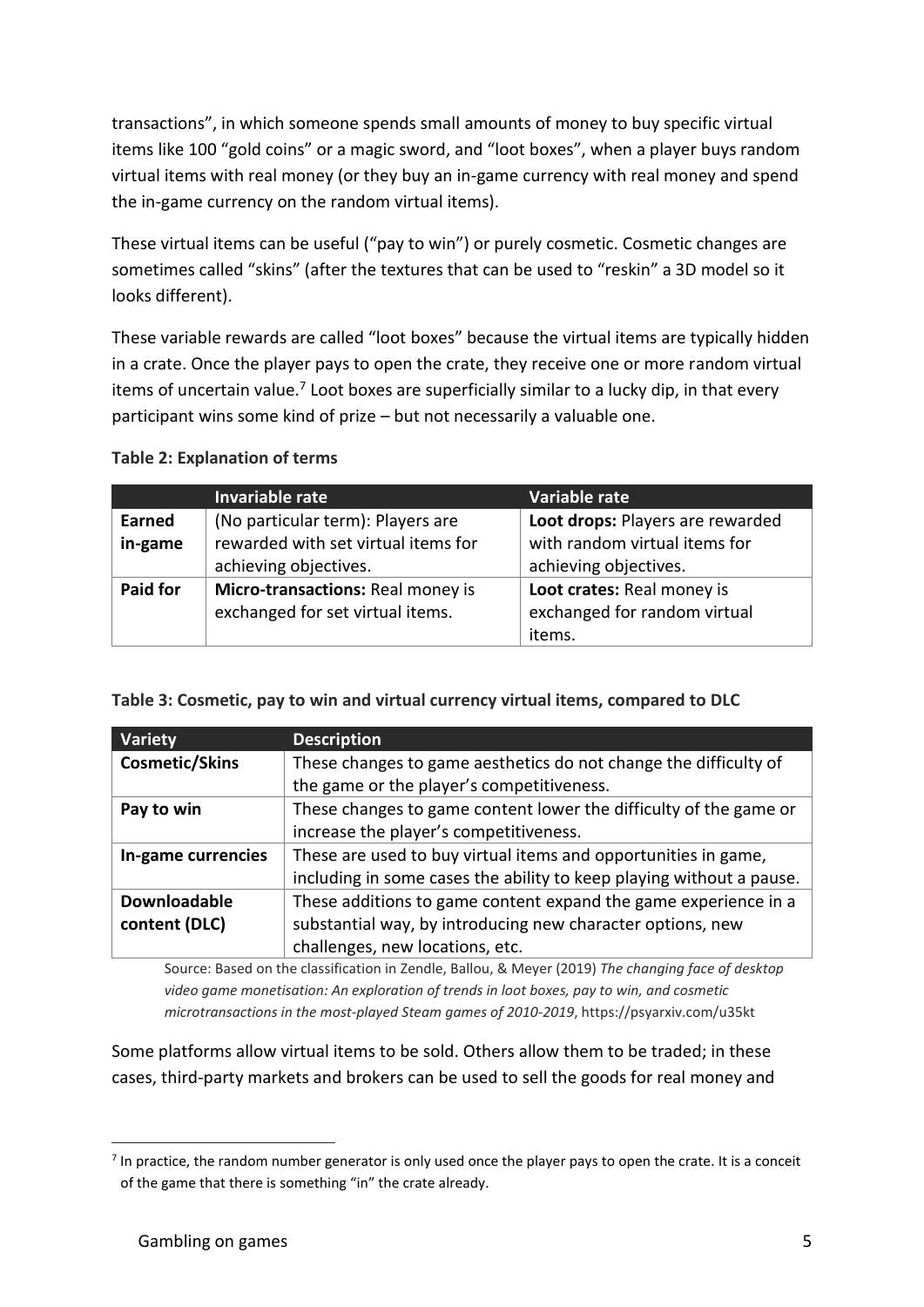transactions", in which someone spends small amounts of money to buy specific virtual items like 100 "gold coins" or a magic sword, and "loot boxes", when a player buys random virtual items with real money (or they buy an in-game currency with real money and spend the in-game currency on the random virtual items).

These virtual items can be useful ("pay to win") or purely cosmetic. Cosmetic changes are sometimes called "skins" (after the textures that can be used to "reskin" a 3D model so it looks different).

These variable rewards are called "loot boxes" because the virtual items are typically hidden in a crate. Once the player pays to open the crate, they receive one or more random virtual items of uncertain value.[7] Loot boxes are superficially similar to a lucky dip, in that every participant wins some kind of prize – but not necessarily a valuable one.

**Table 2: Explanation of terms**

| | Invariable rate | Variable rate |
|---|---|---|
| **Earned in-game** | (No particular term): Players are rewarded with set virtual items for achieving objectives. | **Loot drops:** Players are rewarded with random virtual items for achieving objectives. |
| **Paid for** | **Micro-transactions:** Real money is exchanged for set virtual items. | **Loot crates:** Real money is exchanged for random virtual items. |

**Table 3: Cosmetic, pay to win and virtual currency virtual items, compared to DLC**

| Variety | Description |
|---|---|
| **Cosmetic/Skins** | These changes to game aesthetics do not change the difficulty of the game or the player's competitiveness. |
| **Pay to win** | These changes to game content lower the difficulty of the game or increase the player's competitiveness. |
| **In-game currencies** | These are used to buy virtual items and opportunities in game, including in some cases the ability to keep playing without a pause. |
| **Downloadable content (DLC)** | These additions to game content expand the game experience in a substantial way, by introducing new character options, new challenges, new locations, etc. |

Source: Based on the classification in Zendle, Ballou, & Meyer (2019) *The changing face of desktop video game monetisation: An exploration of trends in loot boxes, pay to win, and cosmetic microtransactions in the most-played Steam games of 2010-2019*, https://psyarxiv.com/u35kt

Some platforms allow virtual items to be sold. Others allow them to be traded; in these cases, third-party markets and brokers can be used to sell the goods for real money and

[7] In practice, the random number generator is only used once the player pays to open the crate. It is a conceit of the game that there is something "in" the crate already.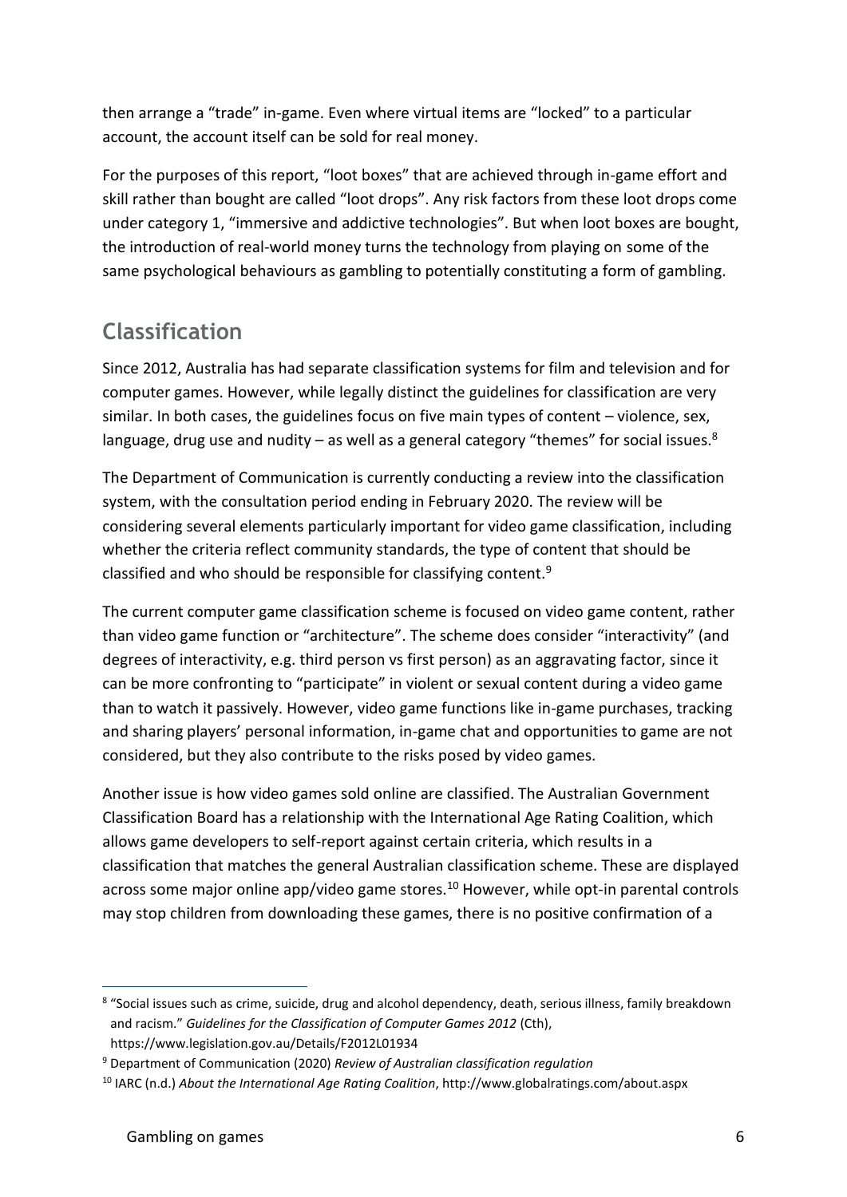then arrange a "trade" in-game. Even where virtual items are "locked" to a particular account, the account itself can be sold for real money.

For the purposes of this report, "loot boxes" that are achieved through in-game effort and skill rather than bought are called "loot drops". Any risk factors from these loot drops come under category 1, "immersive and addictive technologies". But when loot boxes are bought, the introduction of real-world money turns the technology from playing on some of the same psychological behaviours as gambling to potentially constituting a form of gambling.

## Classification

Since 2012, Australia has had separate classification systems for film and television and for computer games. However, while legally distinct the guidelines for classification are very similar. In both cases, the guidelines focus on five main types of content – violence, sex, language, drug use and nudity – as well as a general category "themes" for social issues.[8]

The Department of Communication is currently conducting a review into the classification system, with the consultation period ending in February 2020. The review will be considering several elements particularly important for video game classification, including whether the criteria reflect community standards, the type of content that should be classified and who should be responsible for classifying content.[9]

The current computer game classification scheme is focused on video game content, rather than video game function or "architecture". The scheme does consider "interactivity" (and degrees of interactivity, e.g. third person vs first person) as an aggravating factor, since it can be more confronting to "participate" in violent or sexual content during a video game than to watch it passively. However, video game functions like in-game purchases, tracking and sharing players' personal information, in-game chat and opportunities to game are not considered, but they also contribute to the risks posed by video games.

Another issue is how video games sold online are classified. The Australian Government Classification Board has a relationship with the International Age Rating Coalition, which allows game developers to self-report against certain criteria, which results in a classification that matches the general Australian classification scheme. These are displayed across some major online app/video game stores.[10] However, while opt-in parental controls may stop children from downloading these games, there is no positive confirmation of a

---

[8] "Social issues such as crime, suicide, drug and alcohol dependency, death, serious illness, family breakdown and racism." *Guidelines for the Classification of Computer Games 2012* (Cth), https://www.legislation.gov.au/Details/F2012L01934

[9] Department of Communication (2020) *Review of Australian classification regulation*

[10] IARC (n.d.) *About the International Age Rating Coalition*, http://www.globalratings.com/about.aspx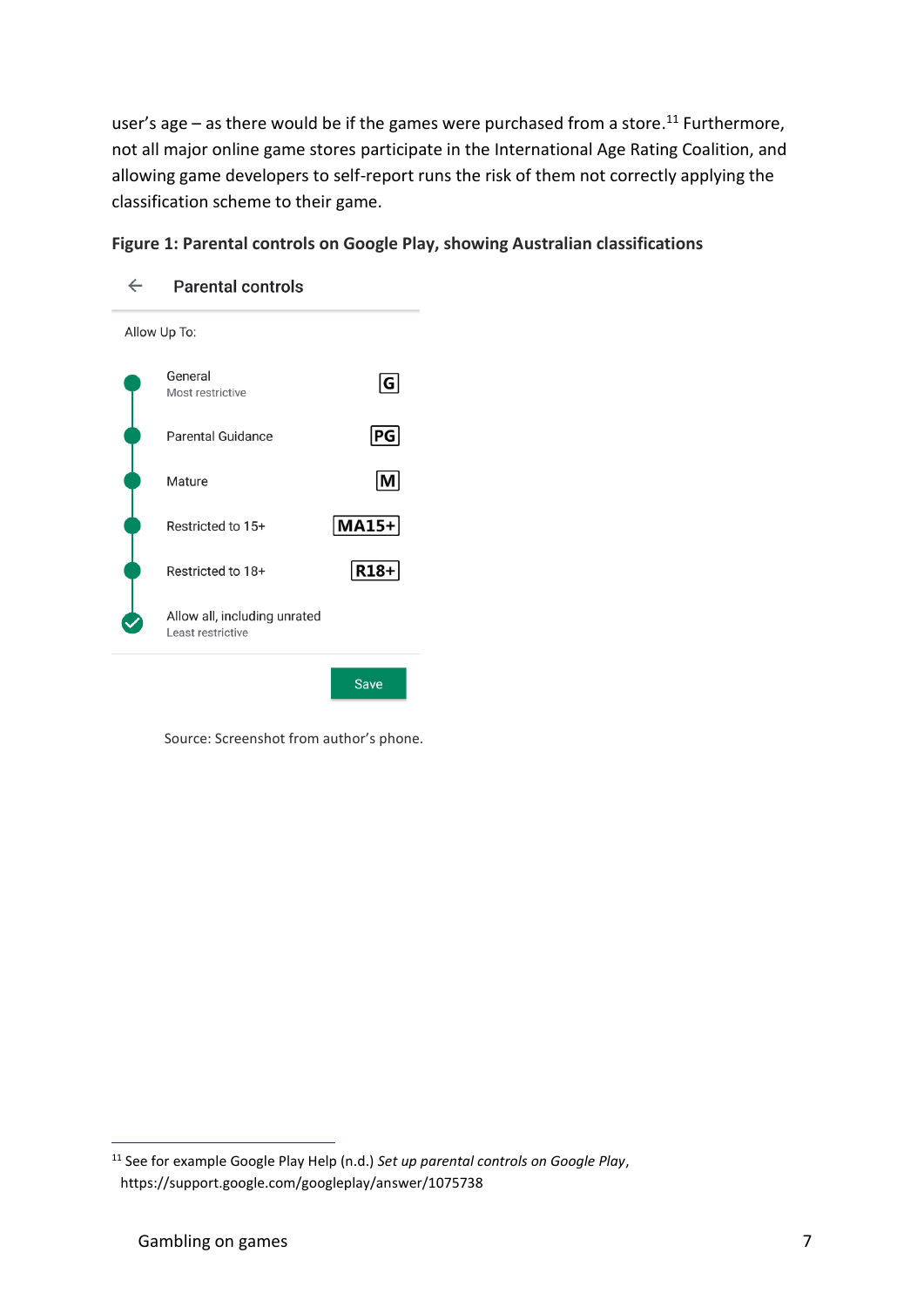user's age – as there would be if the games were purchased from a store.[11] Furthermore, not all major online game stores participate in the International Age Rating Coalition, and allowing game developers to self-report runs the risk of them not correctly applying the classification scheme to their game.

**Figure 1: Parental controls on Google Play, showing Australian classifications**

Parental controls

Allow Up To:

- General — Most restrictive — G
- Parental Guidance — PG
- Mature — M
- Restricted to 15+ — MA15+
- Restricted to 18+ — R18+
- Allow all, including unrated — Least restrictive

Save

Source: Screenshot from author's phone.

---

[11] See for example Google Play Help (n.d.) *Set up parental controls on Google Play*, https://support.google.com/googleplay/answer/1075738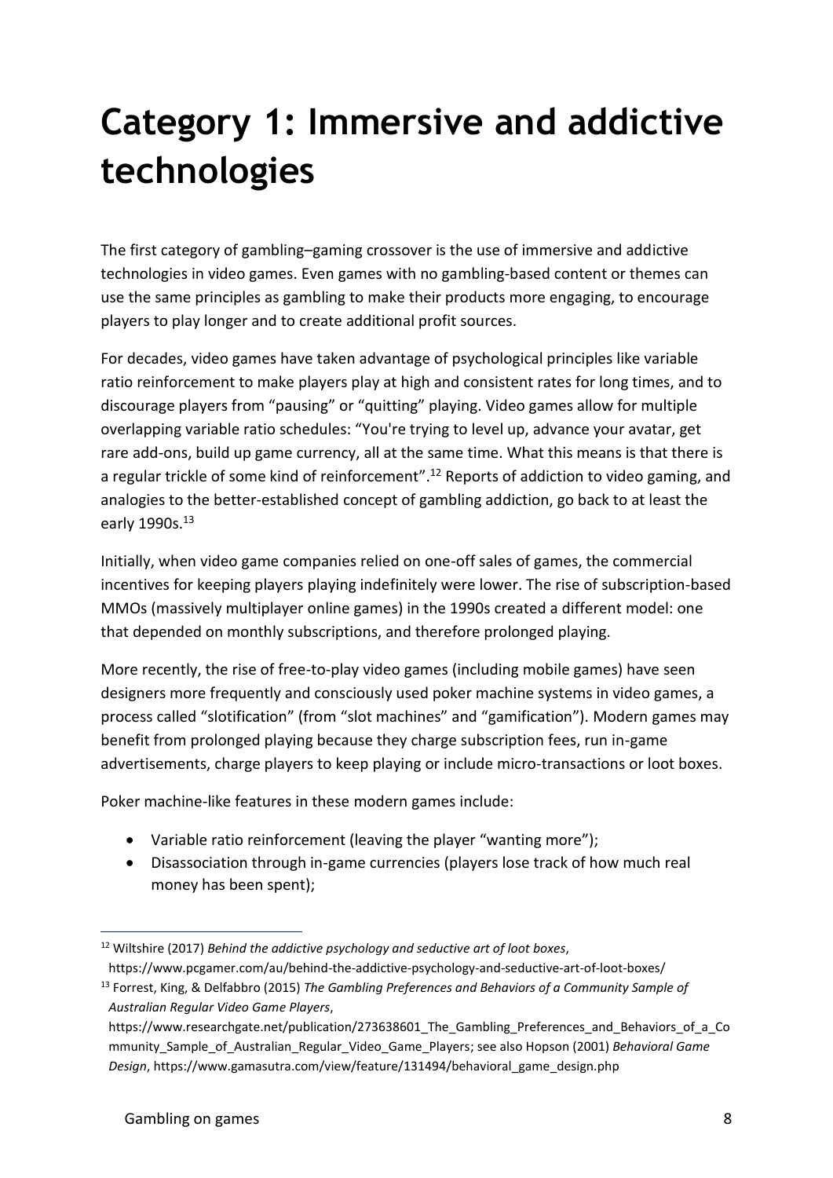# Category 1: Immersive and addictive technologies

The first category of gambling–gaming crossover is the use of immersive and addictive technologies in video games. Even games with no gambling-based content or themes can use the same principles as gambling to make their products more engaging, to encourage players to play longer and to create additional profit sources.

For decades, video games have taken advantage of psychological principles like variable ratio reinforcement to make players play at high and consistent rates for long times, and to discourage players from "pausing" or "quitting" playing. Video games allow for multiple overlapping variable ratio schedules: "You're trying to level up, advance your avatar, get rare add-ons, build up game currency, all at the same time. What this means is that there is a regular trickle of some kind of reinforcement".[12] Reports of addiction to video gaming, and analogies to the better-established concept of gambling addiction, go back to at least the early 1990s.[13]

Initially, when video game companies relied on one-off sales of games, the commercial incentives for keeping players playing indefinitely were lower. The rise of subscription-based MMOs (massively multiplayer online games) in the 1990s created a different model: one that depended on monthly subscriptions, and therefore prolonged playing.

More recently, the rise of free-to-play video games (including mobile games) have seen designers more frequently and consciously used poker machine systems in video games, a process called "slotification" (from "slot machines" and "gamification"). Modern games may benefit from prolonged playing because they charge subscription fees, run in-game advertisements, charge players to keep playing or include micro-transactions or loot boxes.

Poker machine-like features in these modern games include:

- Variable ratio reinforcement (leaving the player "wanting more");
- Disassociation through in-game currencies (players lose track of how much real money has been spent);

---

[12] Wiltshire (2017) *Behind the addictive psychology and seductive art of loot boxes*, https://www.pcgamer.com/au/behind-the-addictive-psychology-and-seductive-art-of-loot-boxes/

[13] Forrest, King, & Delfabbro (2015) *The Gambling Preferences and Behaviors of a Community Sample of Australian Regular Video Game Players*, https://www.researchgate.net/publication/273638601_The_Gambling_Preferences_and_Behaviors_of_a_Community_Sample_of_Australian_Regular_Video_Game_Players; see also Hopson (2001) *Behavioral Game Design*, https://www.gamasutra.com/view/feature/131494/behavioral_game_design.php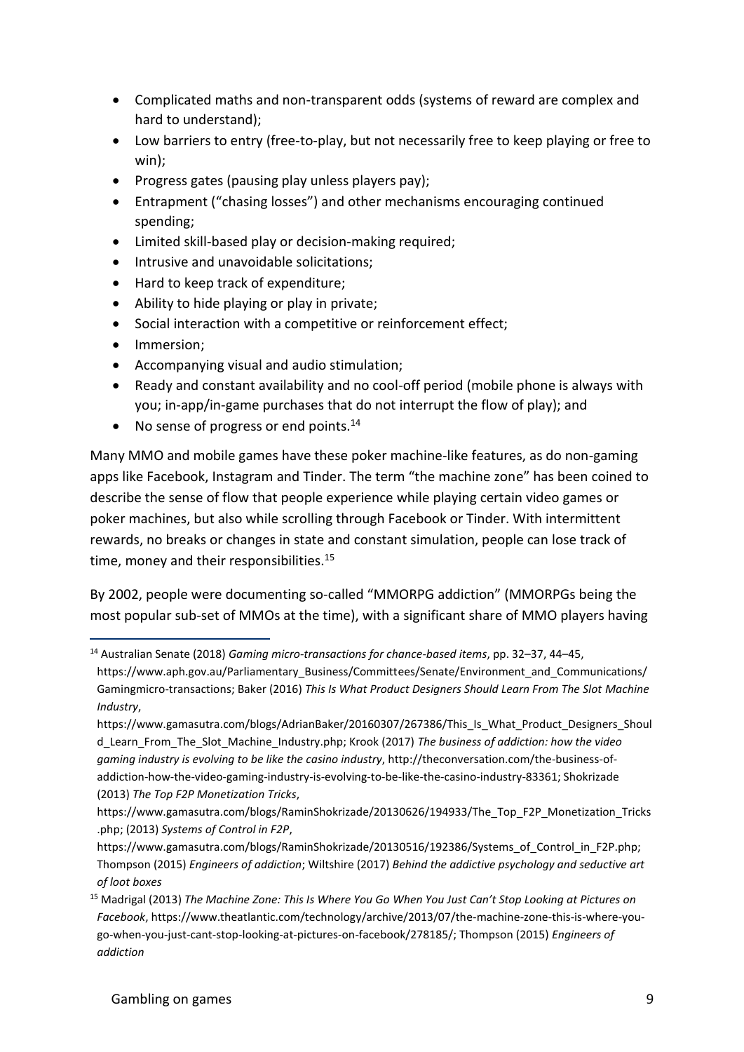- Complicated maths and non-transparent odds (systems of reward are complex and hard to understand);
- Low barriers to entry (free-to-play, but not necessarily free to keep playing or free to win);
- Progress gates (pausing play unless players pay);
- Entrapment ("chasing losses") and other mechanisms encouraging continued spending;
- Limited skill-based play or decision-making required;
- Intrusive and unavoidable solicitations;
- Hard to keep track of expenditure;
- Ability to hide playing or play in private;
- Social interaction with a competitive or reinforcement effect;
- Immersion;
- Accompanying visual and audio stimulation;
- Ready and constant availability and no cool-off period (mobile phone is always with you; in-app/in-game purchases that do not interrupt the flow of play); and
- No sense of progress or end points.[14]

Many MMO and mobile games have these poker machine-like features, as do non-gaming apps like Facebook, Instagram and Tinder. The term "the machine zone" has been coined to describe the sense of flow that people experience while playing certain video games or poker machines, but also while scrolling through Facebook or Tinder. With intermittent rewards, no breaks or changes in state and constant simulation, people can lose track of time, money and their responsibilities.[15]

By 2002, people were documenting so-called "MMORPG addiction" (MMORPGs being the most popular sub-set of MMOs at the time), with a significant share of MMO players having

---

[14] Australian Senate (2018) *Gaming micro-transactions for chance-based items*, pp. 32–37, 44–45, https://www.aph.gov.au/Parliamentary_Business/Committees/Senate/Environment_and_Communications/Gamingmicro-transactions; Baker (2016) *This Is What Product Designers Should Learn From The Slot Machine Industry*, https://www.gamasutra.com/blogs/AdrianBaker/20160307/267386/This_Is_What_Product_Designers_Should_Learn_From_The_Slot_Machine_Industry.php; Krook (2017) *The business of addiction: how the video gaming industry is evolving to be like the casino industry*, http://theconversation.com/the-business-of-addiction-how-the-video-gaming-industry-is-evolving-to-be-like-the-casino-industry-83361; Shokrizade (2013) *The Top F2P Monetization Tricks*, https://www.gamasutra.com/blogs/RaminShokrizade/20130626/194933/The_Top_F2P_Monetization_Tricks.php; (2013) *Systems of Control in F2P*, https://www.gamasutra.com/blogs/RaminShokrizade/20130516/192386/Systems_of_Control_in_F2P.php; Thompson (2015) *Engineers of addiction*; Wiltshire (2017) *Behind the addictive psychology and seductive art of loot boxes*

[15] Madrigal (2013) *The Machine Zone: This Is Where You Go When You Just Can't Stop Looking at Pictures on Facebook*, https://www.theatlantic.com/technology/archive/2013/07/the-machine-zone-this-is-where-you-go-when-you-just-cant-stop-looking-at-pictures-on-facebook/278185/; Thompson (2015) *Engineers of addiction*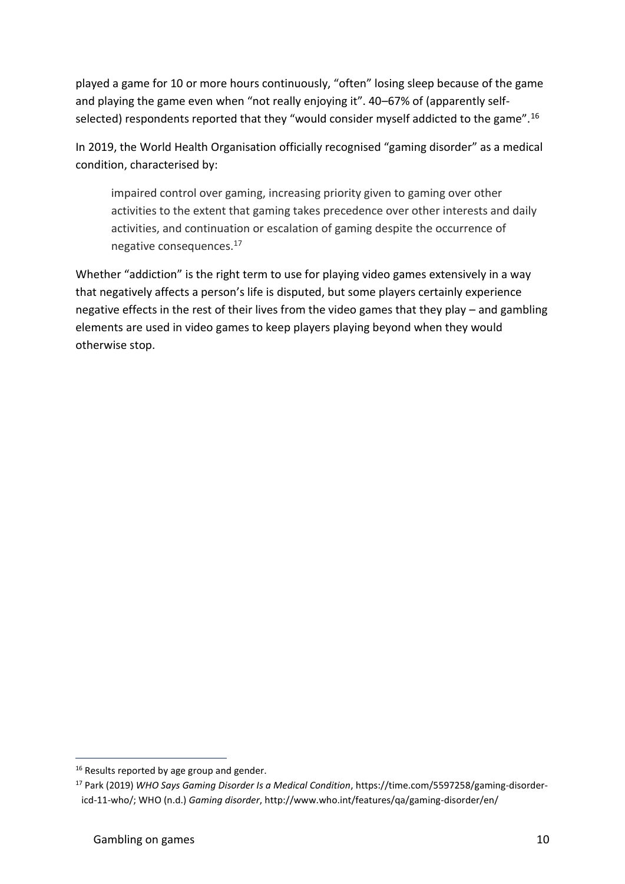played a game for 10 or more hours continuously, "often" losing sleep because of the game and playing the game even when "not really enjoying it". 40–67% of (apparently self-selected) respondents reported that they "would consider myself addicted to the game".[16]

In 2019, the World Health Organisation officially recognised "gaming disorder" as a medical condition, characterised by:

> impaired control over gaming, increasing priority given to gaming over other activities to the extent that gaming takes precedence over other interests and daily activities, and continuation or escalation of gaming despite the occurrence of negative consequences.[17]

Whether "addiction" is the right term to use for playing video games extensively in a way that negatively affects a person's life is disputed, but some players certainly experience negative effects in the rest of their lives from the video games that they play – and gambling elements are used in video games to keep players playing beyond when they would otherwise stop.

---

[16] Results reported by age group and gender.

[17] Park (2019) *WHO Says Gaming Disorder Is a Medical Condition*, https://time.com/5597258/gaming-disorder-icd-11-who/; WHO (n.d.) *Gaming disorder*, http://www.who.int/features/qa/gaming-disorder/en/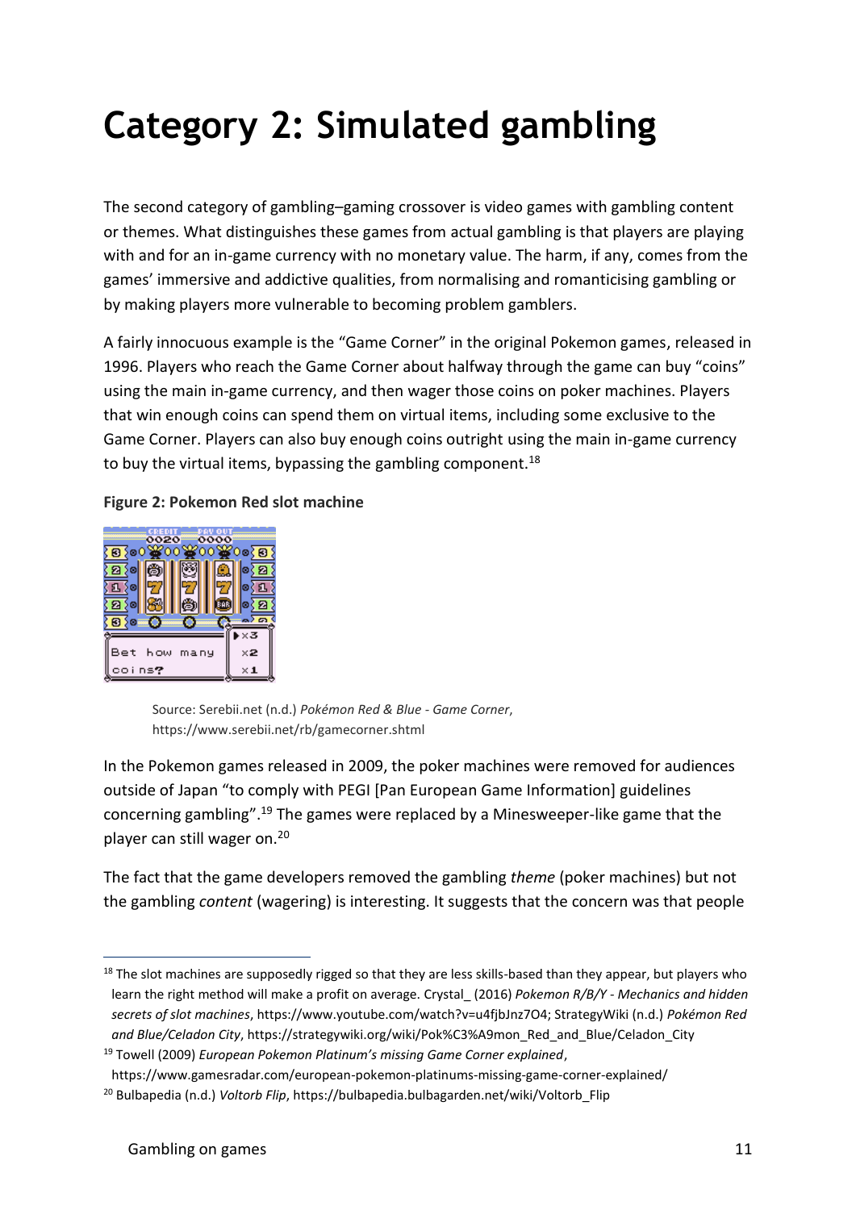# Category 2: Simulated gambling

The second category of gambling–gaming crossover is video games with gambling content or themes. What distinguishes these games from actual gambling is that players are playing with and for an in-game currency with no monetary value. The harm, if any, comes from the games' immersive and addictive qualities, from normalising and romanticising gambling or by making players more vulnerable to becoming problem gamblers.

A fairly innocuous example is the "Game Corner" in the original Pokemon games, released in 1996. Players who reach the Game Corner about halfway through the game can buy "coins" using the main in-game currency, and then wager those coins on poker machines. Players that win enough coins can spend them on virtual items, including some exclusive to the Game Corner. Players can also buy enough coins outright using the main in-game currency to buy the virtual items, bypassing the gambling component.[18]

**Figure 2: Pokemon Red slot machine**

Source: Serebii.net (n.d.) *Pokémon Red & Blue - Game Corner*, https://www.serebii.net/rb/gamecorner.shtml

In the Pokemon games released in 2009, the poker machines were removed for audiences outside of Japan "to comply with PEGI [Pan European Game Information] guidelines concerning gambling".[19] The games were replaced by a Minesweeper-like game that the player can still wager on.[20]

The fact that the game developers removed the gambling *theme* (poker machines) but not the gambling *content* (wagering) is interesting. It suggests that the concern was that people

---

[18] The slot machines are supposedly rigged so that they are less skills-based than they appear, but players who learn the right method will make a profit on average. Crystal_ (2016) *Pokemon R/B/Y - Mechanics and hidden secrets of slot machines*, https://www.youtube.com/watch?v=u4fjbJnz7O4; StrategyWiki (n.d.) *Pokémon Red and Blue/Celadon City*, https://strategywiki.org/wiki/Pok%C3%A9mon_Red_and_Blue/Celadon_City

[19] Towell (2009) *European Pokemon Platinum's missing Game Corner explained*, https://www.gamesradar.com/european-pokemon-platinums-missing-game-corner-explained/

[20] Bulbapedia (n.d.) *Voltorb Flip*, https://bulbapedia.bulbagarden.net/wiki/Voltorb_Flip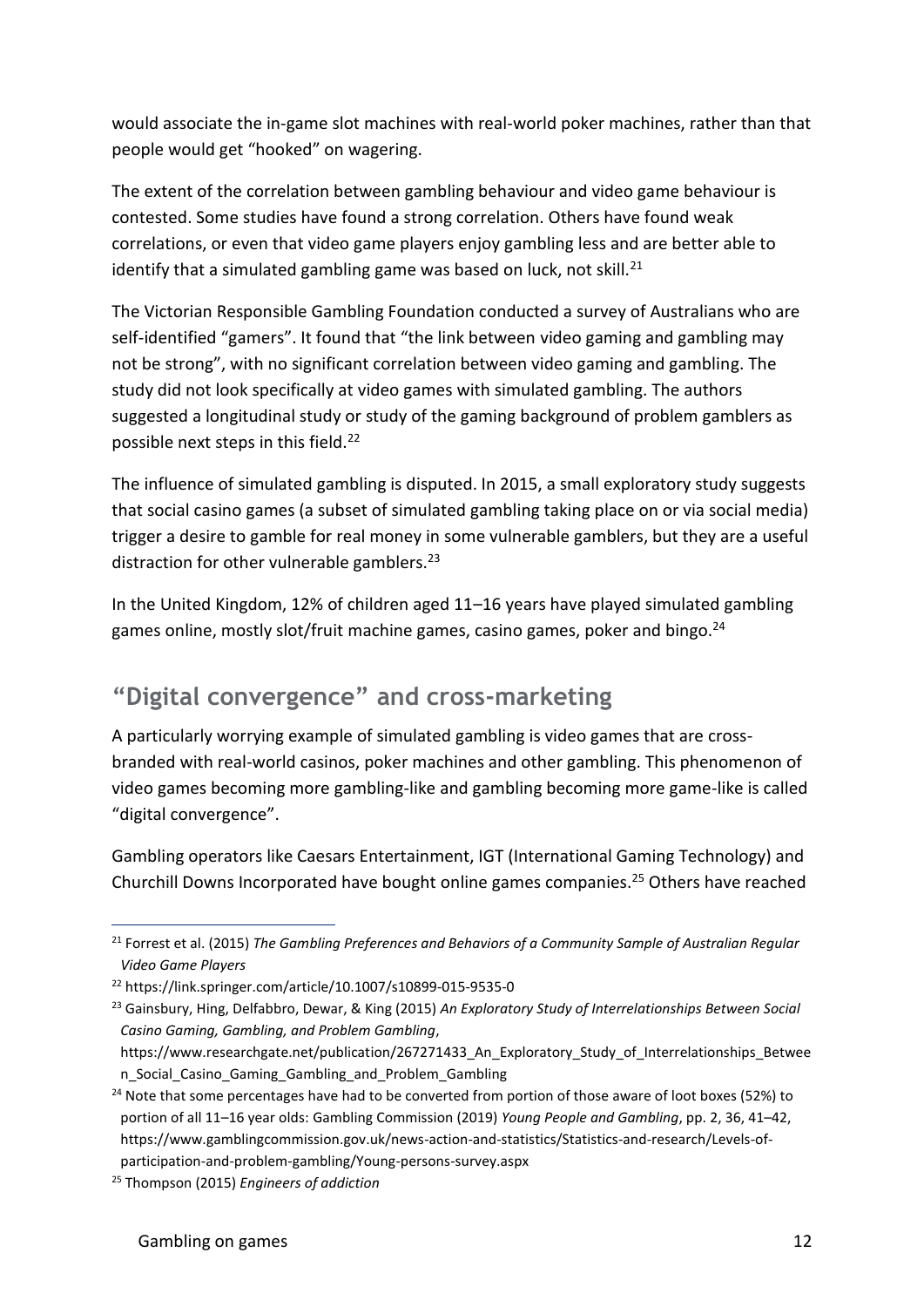would associate the in-game slot machines with real-world poker machines, rather than that people would get "hooked" on wagering.

The extent of the correlation between gambling behaviour and video game behaviour is contested. Some studies have found a strong correlation. Others have found weak correlations, or even that video game players enjoy gambling less and are better able to identify that a simulated gambling game was based on luck, not skill.[21]

The Victorian Responsible Gambling Foundation conducted a survey of Australians who are self-identified "gamers". It found that "the link between video gaming and gambling may not be strong", with no significant correlation between video gaming and gambling. The study did not look specifically at video games with simulated gambling. The authors suggested a longitudinal study or study of the gaming background of problem gamblers as possible next steps in this field.[22]

The influence of simulated gambling is disputed. In 2015, a small exploratory study suggests that social casino games (a subset of simulated gambling taking place on or via social media) trigger a desire to gamble for real money in some vulnerable gamblers, but they are a useful distraction for other vulnerable gamblers.[23]

In the United Kingdom, 12% of children aged 11–16 years have played simulated gambling games online, mostly slot/fruit machine games, casino games, poker and bingo.[24]

## "Digital convergence" and cross-marketing

A particularly worrying example of simulated gambling is video games that are cross-branded with real-world casinos, poker machines and other gambling. This phenomenon of video games becoming more gambling-like and gambling becoming more game-like is called "digital convergence".

Gambling operators like Caesars Entertainment, IGT (International Gaming Technology) and Churchill Downs Incorporated have bought online games companies.[25] Others have reached

---

[21] Forrest et al. (2015) *The Gambling Preferences and Behaviors of a Community Sample of Australian Regular Video Game Players*

[22] https://link.springer.com/article/10.1007/s10899-015-9535-0

[23] Gainsbury, Hing, Delfabbro, Dewar, & King (2015) *An Exploratory Study of Interrelationships Between Social Casino Gaming, Gambling, and Problem Gambling*, https://www.researchgate.net/publication/267271433_An_Exploratory_Study_of_Interrelationships_Between_Social_Casino_Gaming_Gambling_and_Problem_Gambling

[24] Note that some percentages have had to be converted from portion of those aware of loot boxes (52%) to portion of all 11–16 year olds: Gambling Commission (2019) *Young People and Gambling*, pp. 2, 36, 41–42, https://www.gamblingcommission.gov.uk/news-action-and-statistics/Statistics-and-research/Levels-of-participation-and-problem-gambling/Young-persons-survey.aspx

[25] Thompson (2015) *Engineers of addiction*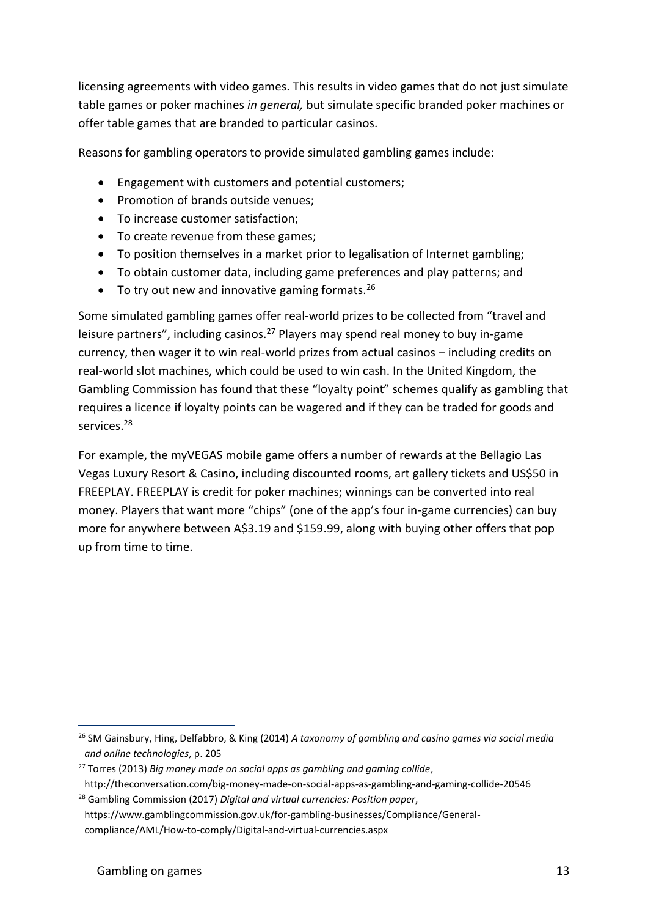licensing agreements with video games. This results in video games that do not just simulate table games or poker machines *in general,* but simulate specific branded poker machines or offer table games that are branded to particular casinos.

Reasons for gambling operators to provide simulated gambling games include:

- Engagement with customers and potential customers;
- Promotion of brands outside venues;
- To increase customer satisfaction;
- To create revenue from these games;
- To position themselves in a market prior to legalisation of Internet gambling;
- To obtain customer data, including game preferences and play patterns; and
- To try out new and innovative gaming formats.[26]

Some simulated gambling games offer real-world prizes to be collected from "travel and leisure partners", including casinos.[27] Players may spend real money to buy in-game currency, then wager it to win real-world prizes from actual casinos – including credits on real-world slot machines, which could be used to win cash. In the United Kingdom, the Gambling Commission has found that these "loyalty point" schemes qualify as gambling that requires a licence if loyalty points can be wagered and if they can be traded for goods and services.[28]

For example, the myVEGAS mobile game offers a number of rewards at the Bellagio Las Vegas Luxury Resort & Casino, including discounted rooms, art gallery tickets and US$50 in FREEPLAY. FREEPLAY is credit for poker machines; winnings can be converted into real money. Players that want more "chips" (one of the app's four in-game currencies) can buy more for anywhere between A$3.19 and $159.99, along with buying other offers that pop up from time to time.

---

[26] SM Gainsbury, Hing, Delfabbro, & King (2014) *A taxonomy of gambling and casino games via social media and online technologies*, p. 205

[27] Torres (2013) *Big money made on social apps as gambling and gaming collide*, http://theconversation.com/big-money-made-on-social-apps-as-gambling-and-gaming-collide-20546

[28] Gambling Commission (2017) *Digital and virtual currencies: Position paper*, https://www.gamblingcommission.gov.uk/for-gambling-businesses/Compliance/General-compliance/AML/How-to-comply/Digital-and-virtual-currencies.aspx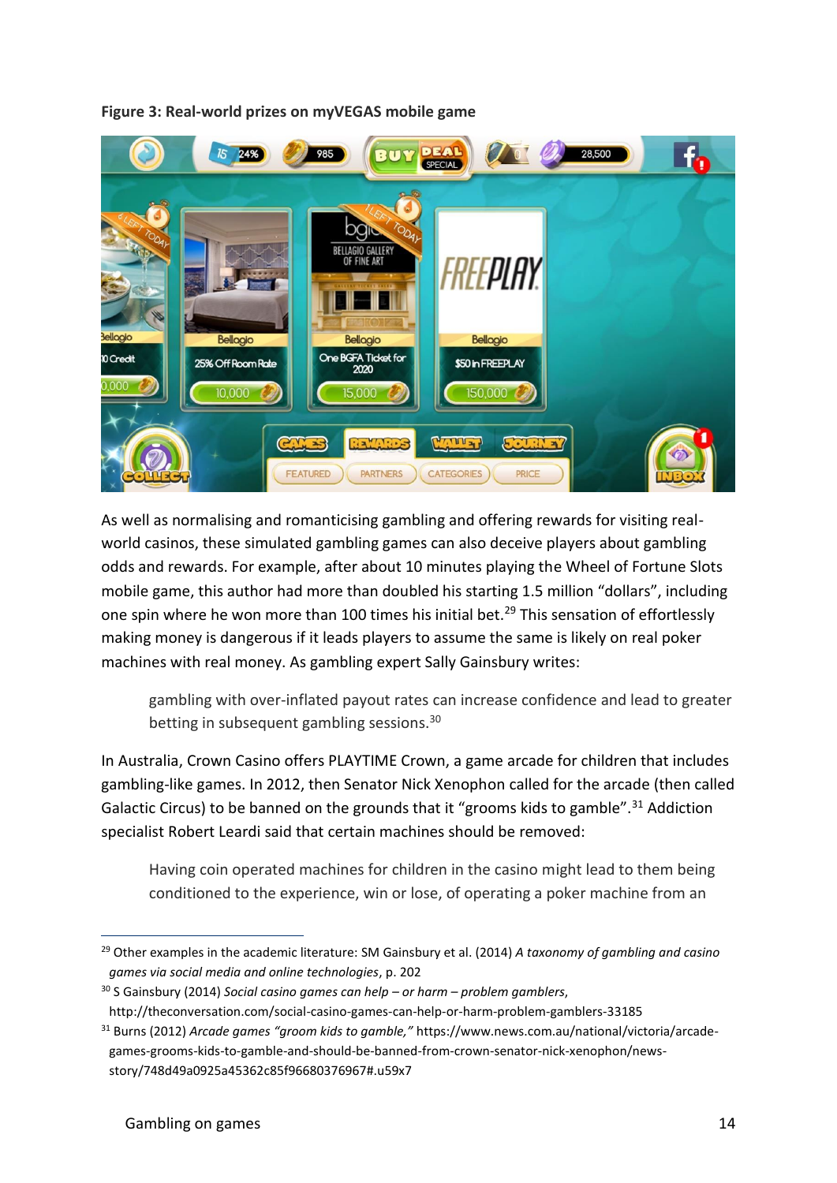**Figure 3: Real-world prizes on myVEGAS mobile game**

As well as normalising and romanticising gambling and offering rewards for visiting real-world casinos, these simulated gambling games can also deceive players about gambling odds and rewards. For example, after about 10 minutes playing the Wheel of Fortune Slots mobile game, this author had more than doubled his starting 1.5 million "dollars", including one spin where he won more than 100 times his initial bet.[29] This sensation of effortlessly making money is dangerous if it leads players to assume the same is likely on real poker machines with real money. As gambling expert Sally Gainsbury writes:

> gambling with over-inflated payout rates can increase confidence and lead to greater betting in subsequent gambling sessions.[30]

In Australia, Crown Casino offers PLAYTIME Crown, a game arcade for children that includes gambling-like games. In 2012, then Senator Nick Xenophon called for the arcade (then called Galactic Circus) to be banned on the grounds that it "grooms kids to gamble".[31] Addiction specialist Robert Leardi said that certain machines should be removed:

> Having coin operated machines for children in the casino might lead to them being conditioned to the experience, win or lose, of operating a poker machine from an

[29] Other examples in the academic literature: SM Gainsbury et al. (2014) *A taxonomy of gambling and casino games via social media and online technologies*, p. 202

[30] S Gainsbury (2014) *Social casino games can help – or harm – problem gamblers*, http://theconversation.com/social-casino-games-can-help-or-harm-problem-gamblers-33185

[31] Burns (2012) *Arcade games "groom kids to gamble,"* https://www.news.com.au/national/victoria/arcade-games-grooms-kids-to-gamble-and-should-be-banned-from-crown-senator-nick-xenophon/news-story/748d49a0925a45362c85f96680376967#.u59x7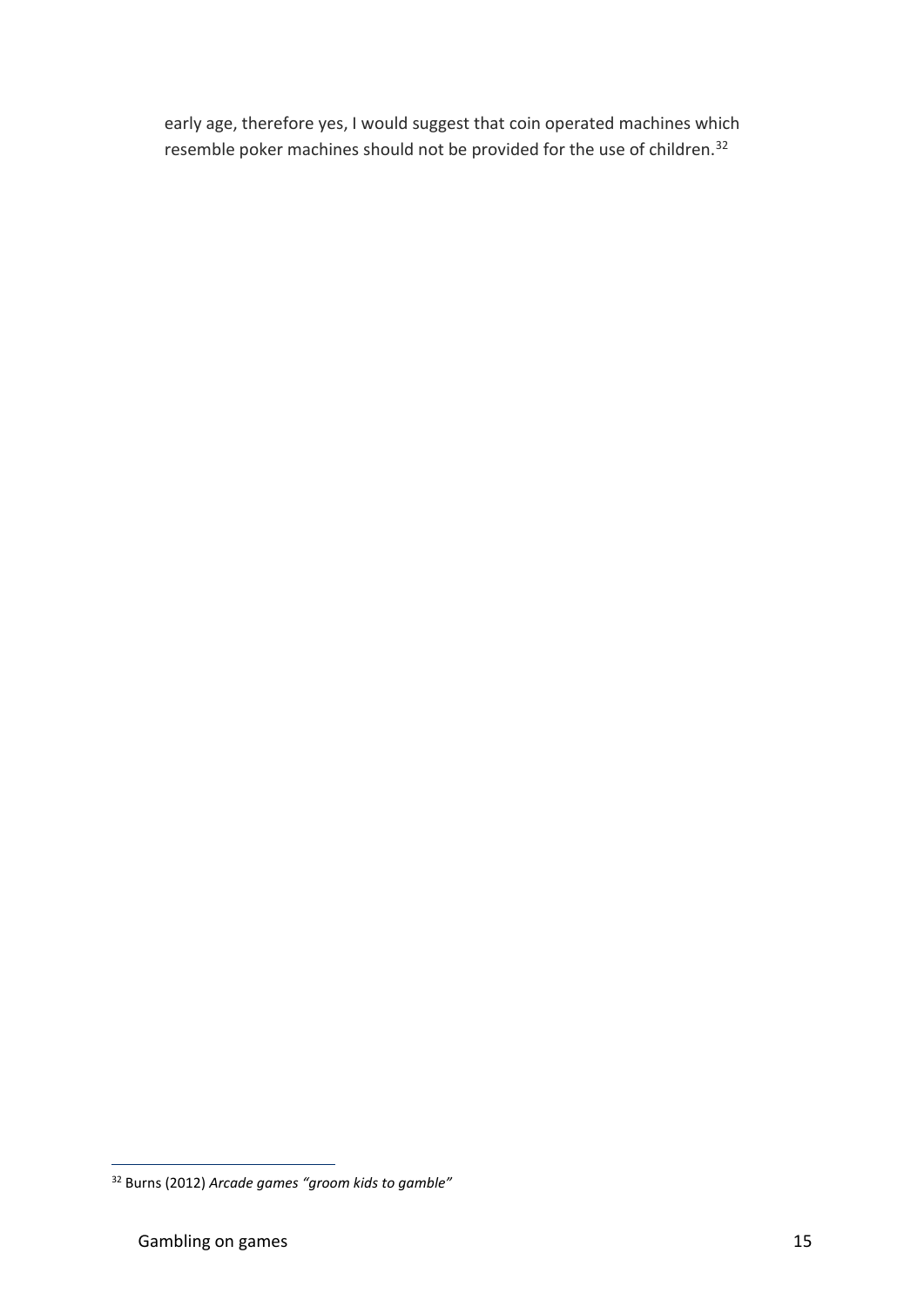early age, therefore yes, I would suggest that coin operated machines which resemble poker machines should not be provided for the use of children.[32]

[32] Burns (2012) *Arcade games "groom kids to gamble"*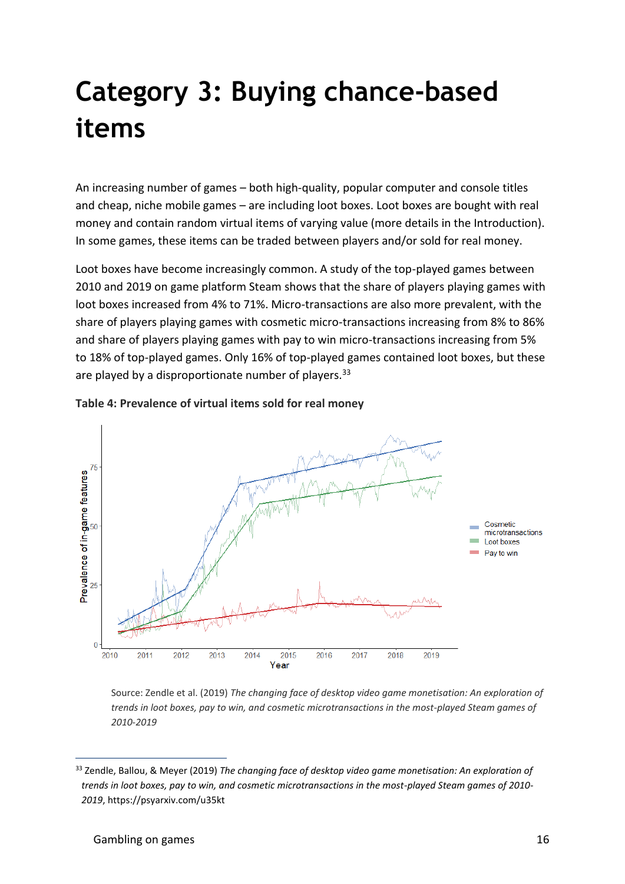# Category 3: Buying chance-based items

An increasing number of games – both high-quality, popular computer and console titles and cheap, niche mobile games – are including loot boxes. Loot boxes are bought with real money and contain random virtual items of varying value (more details in the Introduction). In some games, these items can be traded between players and/or sold for real money.

Loot boxes have become increasingly common. A study of the top-played games between 2010 and 2019 on game platform Steam shows that the share of players playing games with loot boxes increased from 4% to 71%. Micro-transactions are also more prevalent, with the share of players playing games with cosmetic micro-transactions increasing from 8% to 86% and share of players playing games with pay to win micro-transactions increasing from 5% to 18% of top-played games. Only 16% of top-played games contained loot boxes, but these are played by a disproportionate number of players.[33]

**Table 4: Prevalence of virtual items sold for real money**

Source: Zendle et al. (2019) *The changing face of desktop video game monetisation: An exploration of trends in loot boxes, pay to win, and cosmetic microtransactions in the most-played Steam games of 2010-2019*

[33] Zendle, Ballou, & Meyer (2019) *The changing face of desktop video game monetisation: An exploration of trends in loot boxes, pay to win, and cosmetic microtransactions in the most-played Steam games of 2010-2019*, https://psyarxiv.com/u35kt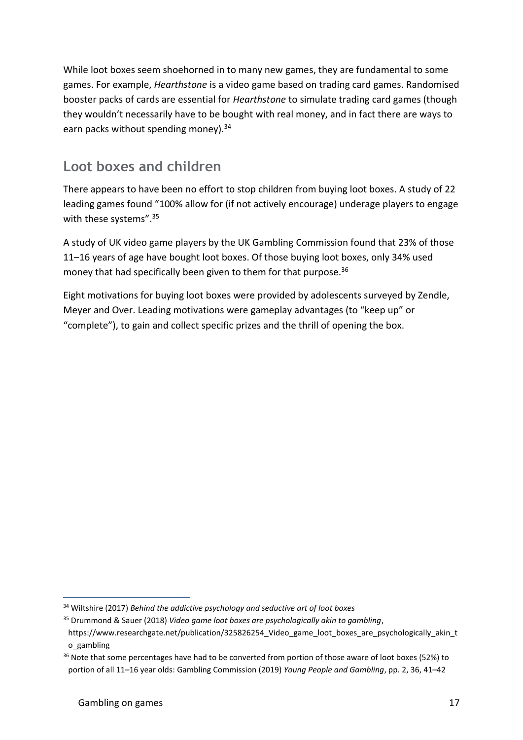While loot boxes seem shoehorned in to many new games, they are fundamental to some games. For example, *Hearthstone* is a video game based on trading card games. Randomised booster packs of cards are essential for *Hearthstone* to simulate trading card games (though they wouldn't necessarily have to be bought with real money, and in fact there are ways to earn packs without spending money).[34]

## Loot boxes and children

There appears to have been no effort to stop children from buying loot boxes. A study of 22 leading games found "100% allow for (if not actively encourage) underage players to engage with these systems".[35]

A study of UK video game players by the UK Gambling Commission found that 23% of those 11–16 years of age have bought loot boxes. Of those buying loot boxes, only 34% used money that had specifically been given to them for that purpose.[36]

Eight motivations for buying loot boxes were provided by adolescents surveyed by Zendle, Meyer and Over. Leading motivations were gameplay advantages (to "keep up" or "complete"), to gain and collect specific prizes and the thrill of opening the box.

---

[34] Wiltshire (2017) *Behind the addictive psychology and seductive art of loot boxes*

[35] Drummond & Sauer (2018) *Video game loot boxes are psychologically akin to gambling*, https://www.researchgate.net/publication/325826254_Video_game_loot_boxes_are_psychologically_akin_to_gambling

[36] Note that some percentages have had to be converted from portion of those aware of loot boxes (52%) to portion of all 11–16 year olds: Gambling Commission (2019) *Young People and Gambling*, pp. 2, 36, 41–42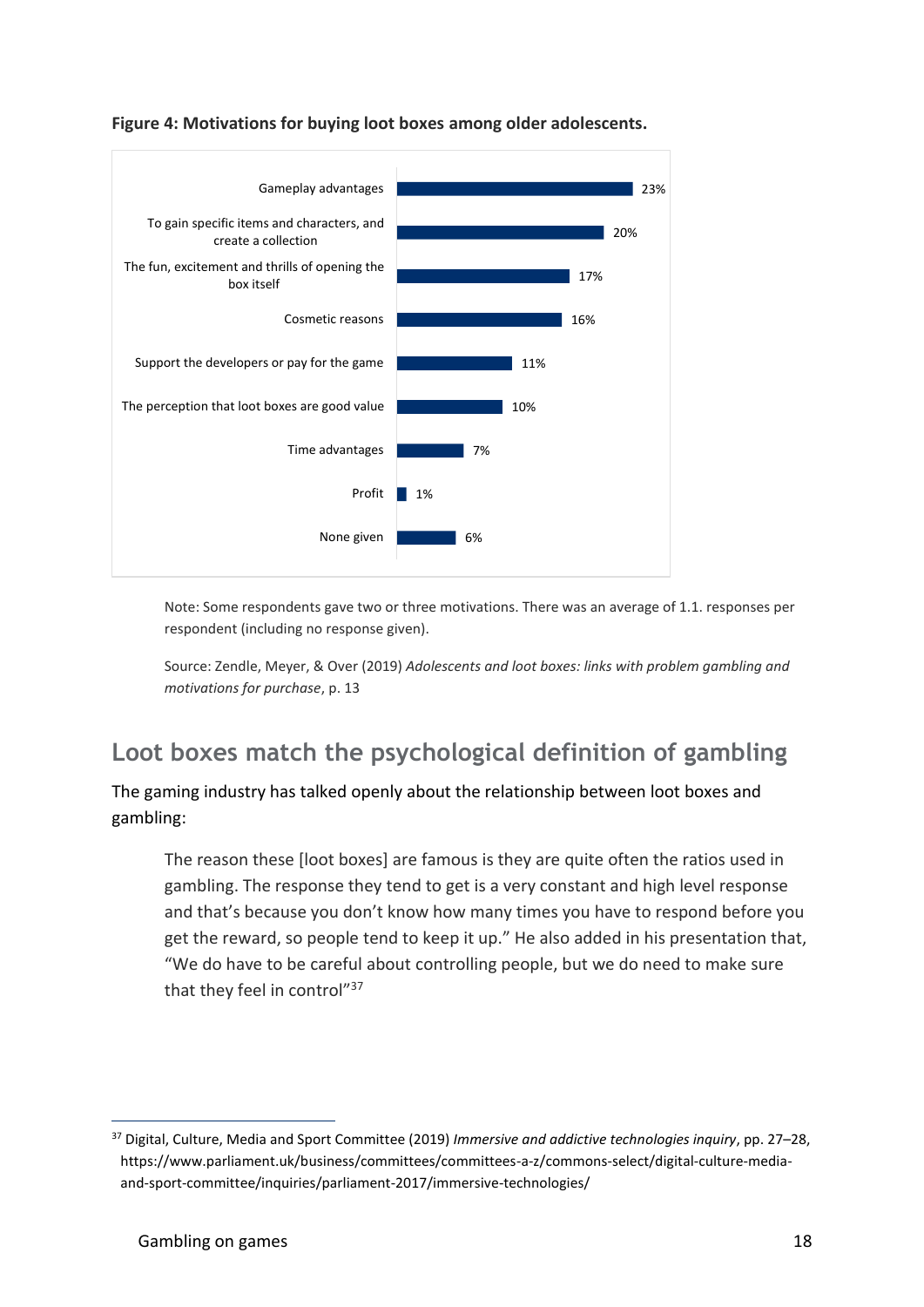**Figure 4: Motivations for buying loot boxes among older adolescents.**

| Motivation | Percentage |
| --- | --- |
| Gameplay advantages | 23% |
| To gain specific items and characters, and create a collection | 20% |
| The fun, excitement and thrills of opening the box itself | 17% |
| Cosmetic reasons | 16% |
| Support the developers or pay for the game | 11% |
| The perception that loot boxes are good value | 10% |
| Time advantages | 7% |
| Profit | 1% |
| None given | 6% |

Note: Some respondents gave two or three motivations. There was an average of 1.1. responses per respondent (including no response given).

Source: Zendle, Meyer, & Over (2019) *Adolescents and loot boxes: links with problem gambling and motivations for purchase*, p. 13

## Loot boxes match the psychological definition of gambling

The gaming industry has talked openly about the relationship between loot boxes and gambling:

> The reason these [loot boxes] are famous is they are quite often the ratios used in gambling. The response they tend to get is a very constant and high level response and that's because you don't know how many times you have to respond before you get the reward, so people tend to keep it up." He also added in his presentation that, "We do have to be careful about controlling people, but we do need to make sure that they feel in control"[37]

[37] Digital, Culture, Media and Sport Committee (2019) *Immersive and addictive technologies inquiry*, pp. 27–28, https://www.parliament.uk/business/committees/committees-a-z/commons-select/digital-culture-media-and-sport-committee/inquiries/parliament-2017/immersive-technologies/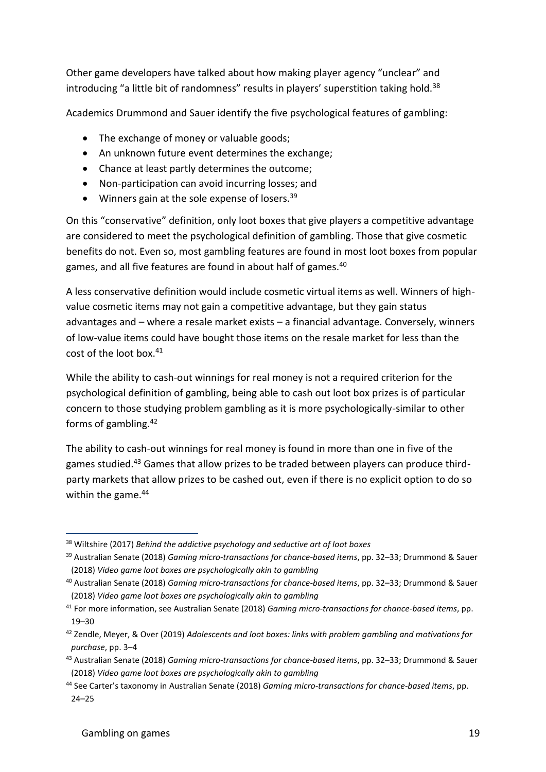Other game developers have talked about how making player agency "unclear" and introducing "a little bit of randomness" results in players' superstition taking hold.[38]

Academics Drummond and Sauer identify the five psychological features of gambling:

- The exchange of money or valuable goods;
- An unknown future event determines the exchange;
- Chance at least partly determines the outcome;
- Non-participation can avoid incurring losses; and
- Winners gain at the sole expense of losers.[39]

On this "conservative" definition, only loot boxes that give players a competitive advantage are considered to meet the psychological definition of gambling. Those that give cosmetic benefits do not. Even so, most gambling features are found in most loot boxes from popular games, and all five features are found in about half of games.[40]

A less conservative definition would include cosmetic virtual items as well. Winners of high-value cosmetic items may not gain a competitive advantage, but they gain status advantages and – where a resale market exists – a financial advantage. Conversely, winners of low-value items could have bought those items on the resale market for less than the cost of the loot box.[41]

While the ability to cash-out winnings for real money is not a required criterion for the psychological definition of gambling, being able to cash out loot box prizes is of particular concern to those studying problem gambling as it is more psychologically-similar to other forms of gambling.[42]

The ability to cash-out winnings for real money is found in more than one in five of the games studied.[43] Games that allow prizes to be traded between players can produce third-party markets that allow prizes to be cashed out, even if there is no explicit option to do so within the game.[44]

---

[38] Wiltshire (2017) *Behind the addictive psychology and seductive art of loot boxes*

[39] Australian Senate (2018) *Gaming micro-transactions for chance-based items*, pp. 32–33; Drummond & Sauer (2018) *Video game loot boxes are psychologically akin to gambling*

[40] Australian Senate (2018) *Gaming micro-transactions for chance-based items*, pp. 32–33; Drummond & Sauer (2018) *Video game loot boxes are psychologically akin to gambling*

[41] For more information, see Australian Senate (2018) *Gaming micro-transactions for chance-based items*, pp. 19–30

[42] Zendle, Meyer, & Over (2019) *Adolescents and loot boxes: links with problem gambling and motivations for purchase*, pp. 3–4

[43] Australian Senate (2018) *Gaming micro-transactions for chance-based items*, pp. 32–33; Drummond & Sauer (2018) *Video game loot boxes are psychologically akin to gambling*

[44] See Carter's taxonomy in Australian Senate (2018) *Gaming micro-transactions for chance-based items*, pp. 24–25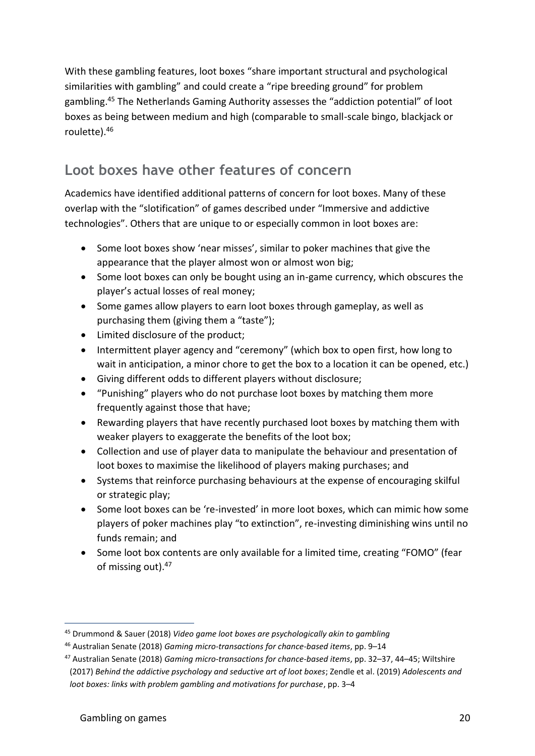With these gambling features, loot boxes "share important structural and psychological similarities with gambling" and could create a "ripe breeding ground" for problem gambling.[45] The Netherlands Gaming Authority assesses the "addiction potential" of loot boxes as being between medium and high (comparable to small-scale bingo, blackjack or roulette).[46]

## Loot boxes have other features of concern

Academics have identified additional patterns of concern for loot boxes. Many of these overlap with the "slotification" of games described under "Immersive and addictive technologies". Others that are unique to or especially common in loot boxes are:

- Some loot boxes show 'near misses', similar to poker machines that give the appearance that the player almost won or almost won big;
- Some loot boxes can only be bought using an in-game currency, which obscures the player's actual losses of real money;
- Some games allow players to earn loot boxes through gameplay, as well as purchasing them (giving them a "taste");
- Limited disclosure of the product;
- Intermittent player agency and "ceremony" (which box to open first, how long to wait in anticipation, a minor chore to get the box to a location it can be opened, etc.)
- Giving different odds to different players without disclosure;
- "Punishing" players who do not purchase loot boxes by matching them more frequently against those that have;
- Rewarding players that have recently purchased loot boxes by matching them with weaker players to exaggerate the benefits of the loot box;
- Collection and use of player data to manipulate the behaviour and presentation of loot boxes to maximise the likelihood of players making purchases; and
- Systems that reinforce purchasing behaviours at the expense of encouraging skilful or strategic play;
- Some loot boxes can be 're-invested' in more loot boxes, which can mimic how some players of poker machines play "to extinction", re-investing diminishing wins until no funds remain; and
- Some loot box contents are only available for a limited time, creating "FOMO" (fear of missing out).[47]

---

[45] Drummond & Sauer (2018) *Video game loot boxes are psychologically akin to gambling*

[46] Australian Senate (2018) *Gaming micro-transactions for chance-based items*, pp. 9–14

[47] Australian Senate (2018) *Gaming micro-transactions for chance-based items*, pp. 32–37, 44–45; Wiltshire (2017) *Behind the addictive psychology and seductive art of loot boxes*; Zendle et al. (2019) *Adolescents and loot boxes: links with problem gambling and motivations for purchase*, pp. 3–4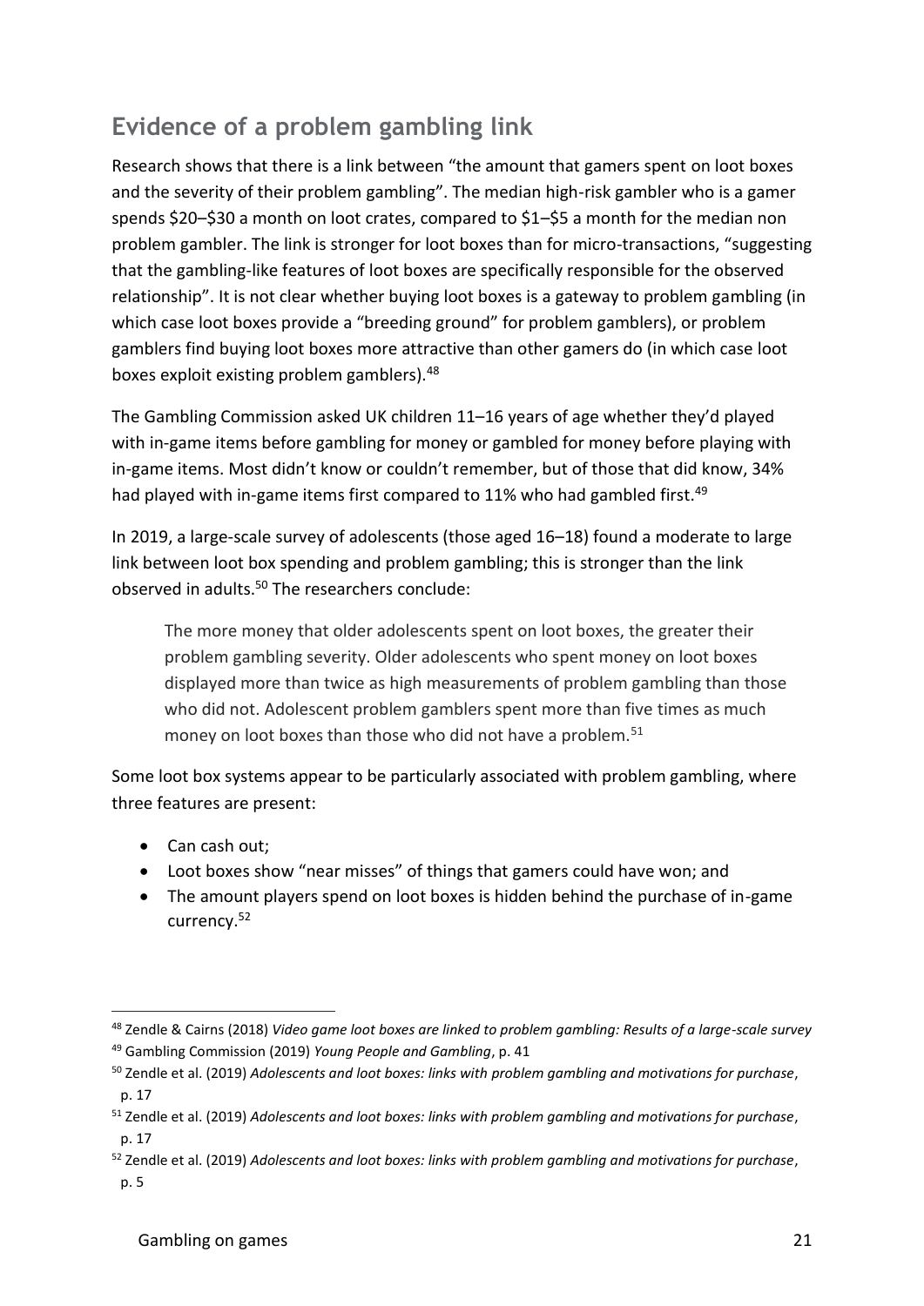## Evidence of a problem gambling link

Research shows that there is a link between "the amount that gamers spent on loot boxes and the severity of their problem gambling". The median high-risk gambler who is a gamer spends $20–$30 a month on loot crates, compared to $1–$5 a month for the median non problem gambler. The link is stronger for loot boxes than for micro-transactions, "suggesting that the gambling-like features of loot boxes are specifically responsible for the observed relationship". It is not clear whether buying loot boxes is a gateway to problem gambling (in which case loot boxes provide a "breeding ground" for problem gamblers), or problem gamblers find buying loot boxes more attractive than other gamers do (in which case loot boxes exploit existing problem gamblers).[48]

The Gambling Commission asked UK children 11–16 years of age whether they'd played with in-game items before gambling for money or gambled for money before playing with in-game items. Most didn't know or couldn't remember, but of those that did know, 34% had played with in-game items first compared to 11% who had gambled first.[49]

In 2019, a large-scale survey of adolescents (those aged 16–18) found a moderate to large link between loot box spending and problem gambling; this is stronger than the link observed in adults.[50] The researchers conclude:

> The more money that older adolescents spent on loot boxes, the greater their problem gambling severity. Older adolescents who spent money on loot boxes displayed more than twice as high measurements of problem gambling than those who did not. Adolescent problem gamblers spent more than five times as much money on loot boxes than those who did not have a problem.[51]

Some loot box systems appear to be particularly associated with problem gambling, where three features are present:

- Can cash out;
- Loot boxes show "near misses" of things that gamers could have won; and
- The amount players spend on loot boxes is hidden behind the purchase of in-game currency.[52]

---

[48] Zendle & Cairns (2018) *Video game loot boxes are linked to problem gambling: Results of a large-scale survey*

[49] Gambling Commission (2019) *Young People and Gambling*, p. 41

[50] Zendle et al. (2019) *Adolescents and loot boxes: links with problem gambling and motivations for purchase*, p. 17

[51] Zendle et al. (2019) *Adolescents and loot boxes: links with problem gambling and motivations for purchase*, p. 17

[52] Zendle et al. (2019) *Adolescents and loot boxes: links with problem gambling and motivations for purchase*, p. 5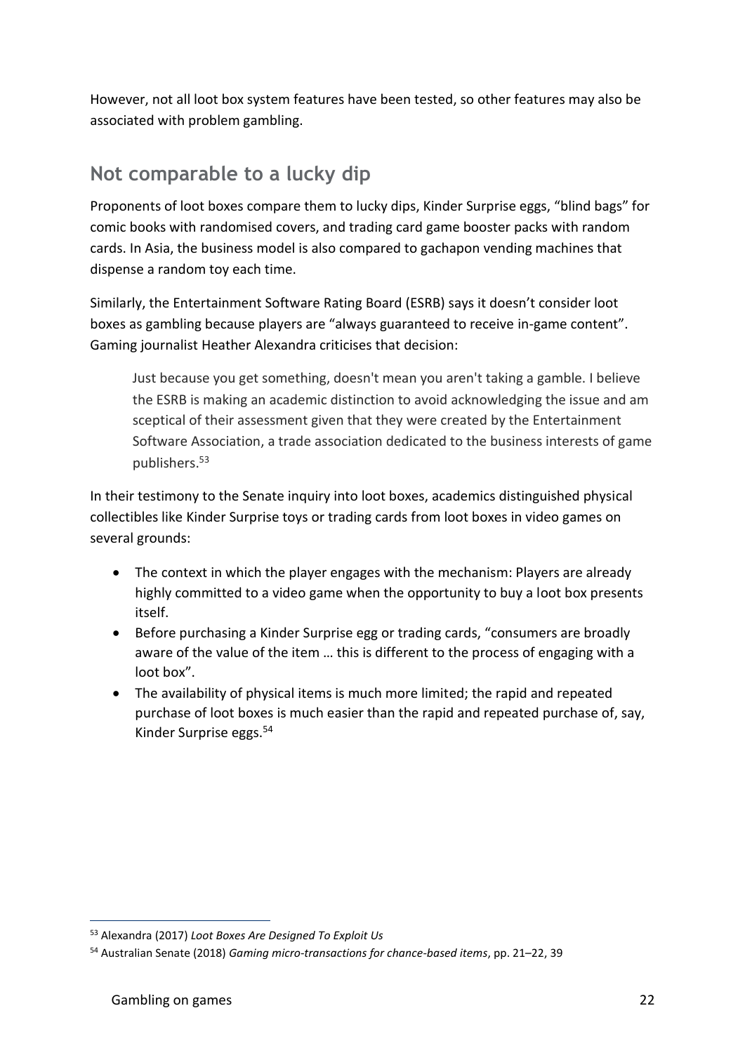However, not all loot box system features have been tested, so other features may also be associated with problem gambling.

## Not comparable to a lucky dip

Proponents of loot boxes compare them to lucky dips, Kinder Surprise eggs, "blind bags" for comic books with randomised covers, and trading card game booster packs with random cards. In Asia, the business model is also compared to gachapon vending machines that dispense a random toy each time.

Similarly, the Entertainment Software Rating Board (ESRB) says it doesn't consider loot boxes as gambling because players are "always guaranteed to receive in-game content". Gaming journalist Heather Alexandra criticises that decision:

> Just because you get something, doesn't mean you aren't taking a gamble. I believe the ESRB is making an academic distinction to avoid acknowledging the issue and am sceptical of their assessment given that they were created by the Entertainment Software Association, a trade association dedicated to the business interests of game publishers.[53]

In their testimony to the Senate inquiry into loot boxes, academics distinguished physical collectibles like Kinder Surprise toys or trading cards from loot boxes in video games on several grounds:

- The context in which the player engages with the mechanism: Players are already highly committed to a video game when the opportunity to buy a loot box presents itself.
- Before purchasing a Kinder Surprise egg or trading cards, "consumers are broadly aware of the value of the item … this is different to the process of engaging with a loot box".
- The availability of physical items is much more limited; the rapid and repeated purchase of loot boxes is much easier than the rapid and repeated purchase of, say, Kinder Surprise eggs.[54]

[53] Alexandra (2017) *Loot Boxes Are Designed To Exploit Us*

[54] Australian Senate (2018) *Gaming micro-transactions for chance-based items*, pp. 21–22, 39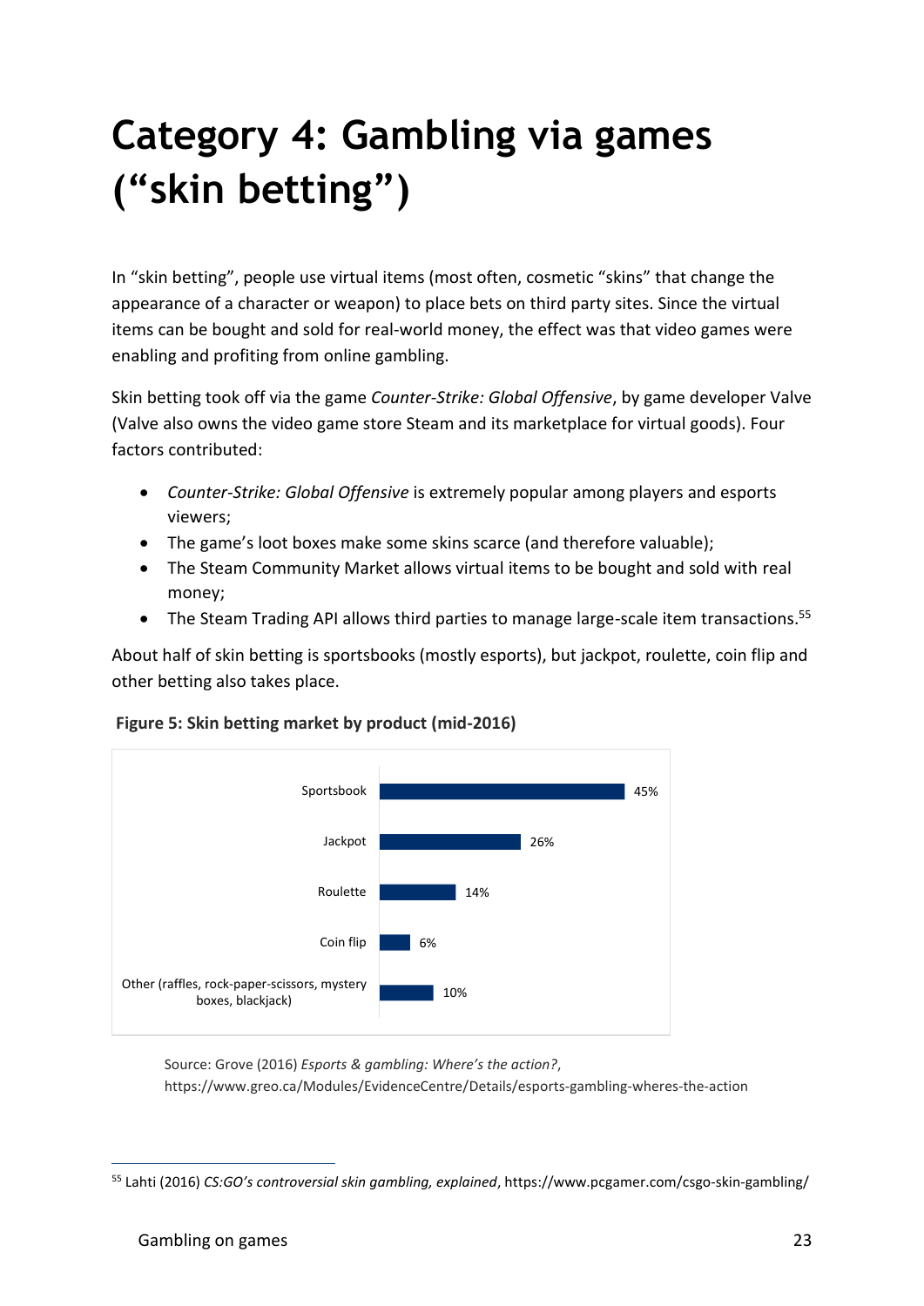# Category 4: Gambling via games ("skin betting")

In "skin betting", people use virtual items (most often, cosmetic "skins" that change the appearance of a character or weapon) to place bets on third party sites. Since the virtual items can be bought and sold for real-world money, the effect was that video games were enabling and profiting from online gambling.

Skin betting took off via the game *Counter-Strike: Global Offensive*, by game developer Valve (Valve also owns the video game store Steam and its marketplace for virtual goods). Four factors contributed:

- *Counter-Strike: Global Offensive* is extremely popular among players and esports viewers;
- The game's loot boxes make some skins scarce (and therefore valuable);
- The Steam Community Market allows virtual items to be bought and sold with real money;
- The Steam Trading API allows third parties to manage large-scale item transactions.[55]

About half of skin betting is sportsbooks (mostly esports), but jackpot, roulette, coin flip and other betting also takes place.

**Figure 5: Skin betting market by product (mid-2016)**

| Product | Share |
|---|---|
| Sportsbook | 45% |
| Jackpot | 26% |
| Roulette | 14% |
| Coin flip | 6% |
| Other (raffles, rock-paper-scissors, mystery boxes, blackjack) | 10% |

Source: Grove (2016) *Esports & gambling: Where's the action?*, https://www.greo.ca/Modules/EvidenceCentre/Details/esports-gambling-wheres-the-action

[55] Lahti (2016) *CS:GO's controversial skin gambling, explained*, https://www.pcgamer.com/csgo-skin-gambling/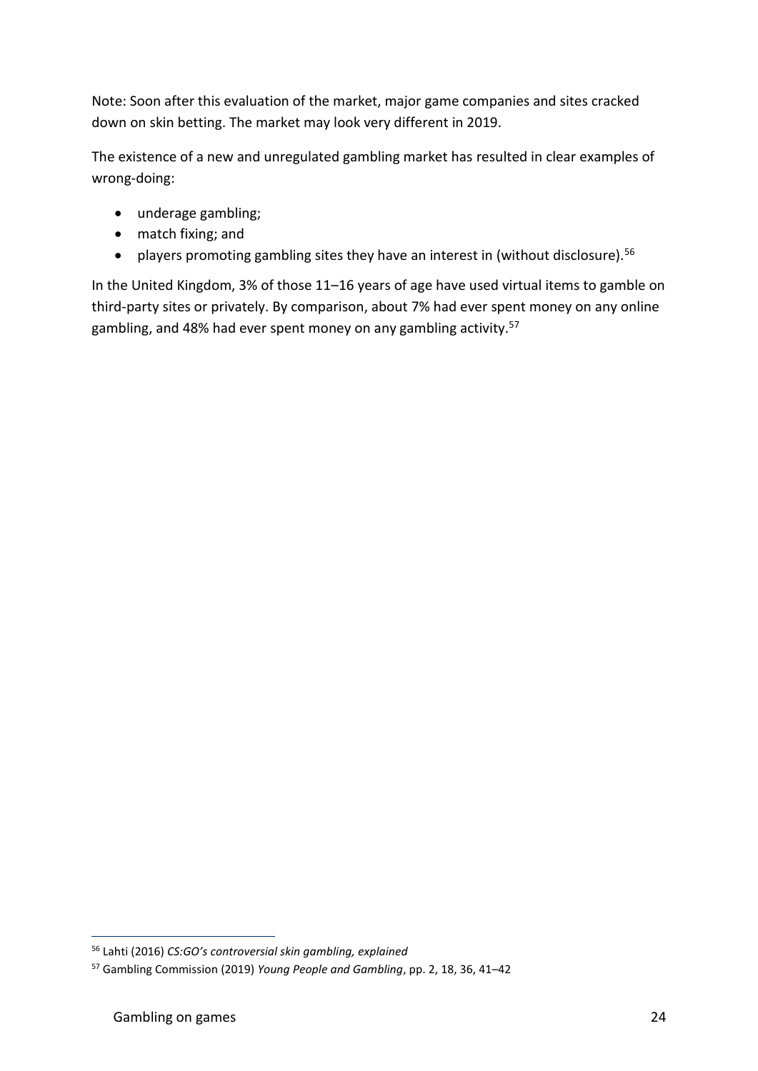Note: Soon after this evaluation of the market, major game companies and sites cracked down on skin betting. The market may look very different in 2019.

The existence of a new and unregulated gambling market has resulted in clear examples of wrong-doing:

- underage gambling;
- match fixing; and
- players promoting gambling sites they have an interest in (without disclosure).[56]

In the United Kingdom, 3% of those 11–16 years of age have used virtual items to gamble on third-party sites or privately. By comparison, about 7% had ever spent money on any online gambling, and 48% had ever spent money on any gambling activity.[57]

[56] Lahti (2016) *CS:GO's controversial skin gambling, explained*

[57] Gambling Commission (2019) *Young People and Gambling*, pp. 2, 18, 36, 41–42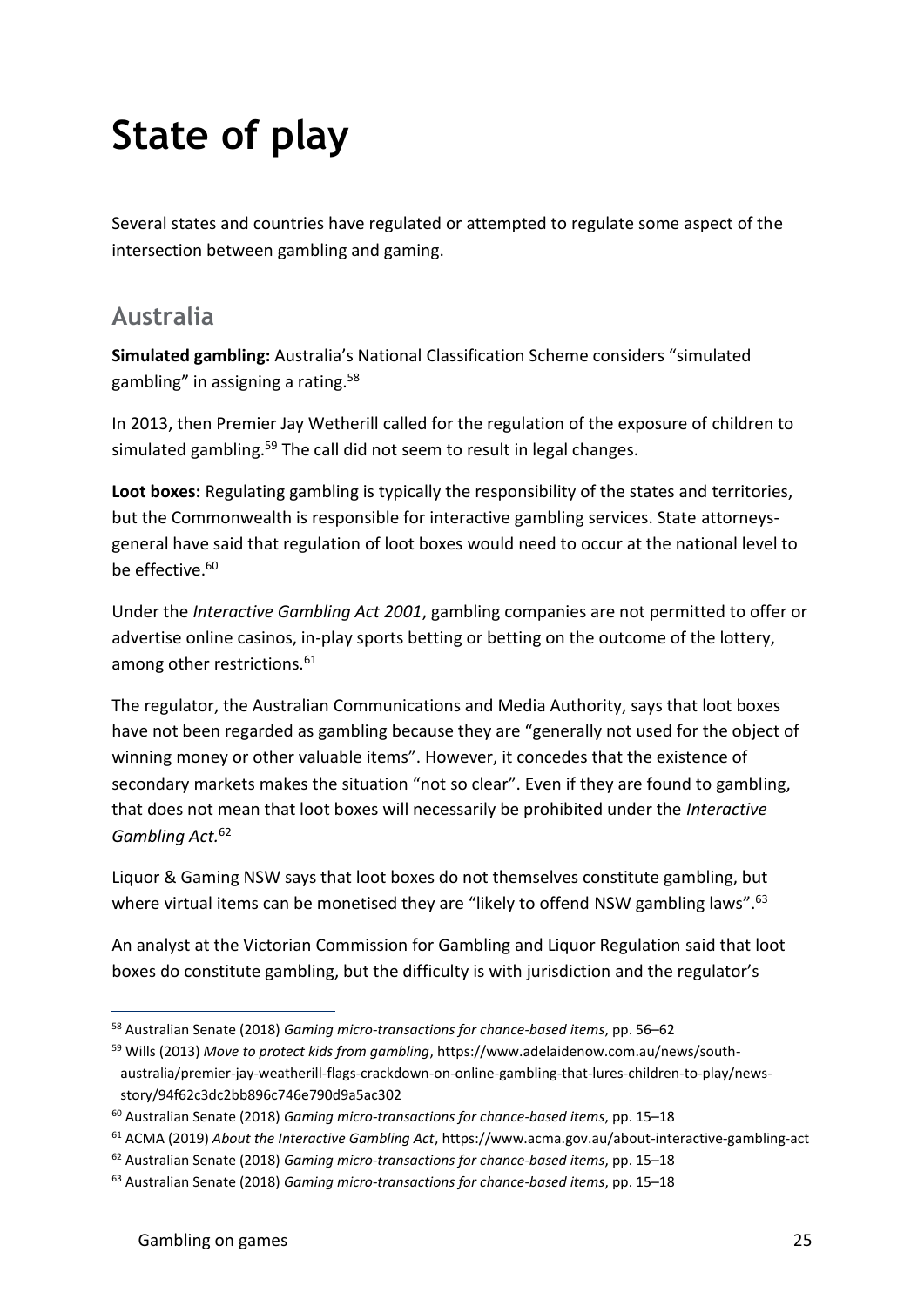# State of play

Several states and countries have regulated or attempted to regulate some aspect of the intersection between gambling and gaming.

## Australia

**Simulated gambling:** Australia's National Classification Scheme considers "simulated gambling" in assigning a rating.[58]

In 2013, then Premier Jay Wetherill called for the regulation of the exposure of children to simulated gambling.[59] The call did not seem to result in legal changes.

**Loot boxes:** Regulating gambling is typically the responsibility of the states and territories, but the Commonwealth is responsible for interactive gambling services. State attorneys-general have said that regulation of loot boxes would need to occur at the national level to be effective.[60]

Under the *Interactive Gambling Act 2001*, gambling companies are not permitted to offer or advertise online casinos, in-play sports betting or betting on the outcome of the lottery, among other restrictions.[61]

The regulator, the Australian Communications and Media Authority, says that loot boxes have not been regarded as gambling because they are "generally not used for the object of winning money or other valuable items". However, it concedes that the existence of secondary markets makes the situation "not so clear". Even if they are found to gambling, that does not mean that loot boxes will necessarily be prohibited under the *Interactive Gambling Act.*[62]

Liquor & Gaming NSW says that loot boxes do not themselves constitute gambling, but where virtual items can be monetised they are "likely to offend NSW gambling laws".[63]

An analyst at the Victorian Commission for Gambling and Liquor Regulation said that loot boxes do constitute gambling, but the difficulty is with jurisdiction and the regulator's

---

[58] Australian Senate (2018) *Gaming micro-transactions for chance-based items*, pp. 56–62

[59] Wills (2013) *Move to protect kids from gambling*, https://www.adelaidenow.com.au/news/south-australia/premier-jay-weatherill-flags-crackdown-on-online-gambling-that-lures-children-to-play/news-story/94f62c3dc2bb896c746e790d9a5ac302

[60] Australian Senate (2018) *Gaming micro-transactions for chance-based items*, pp. 15–18

[61] ACMA (2019) *About the Interactive Gambling Act*, https://www.acma.gov.au/about-interactive-gambling-act

[62] Australian Senate (2018) *Gaming micro-transactions for chance-based items*, pp. 15–18

[63] Australian Senate (2018) *Gaming micro-transactions for chance-based items*, pp. 15–18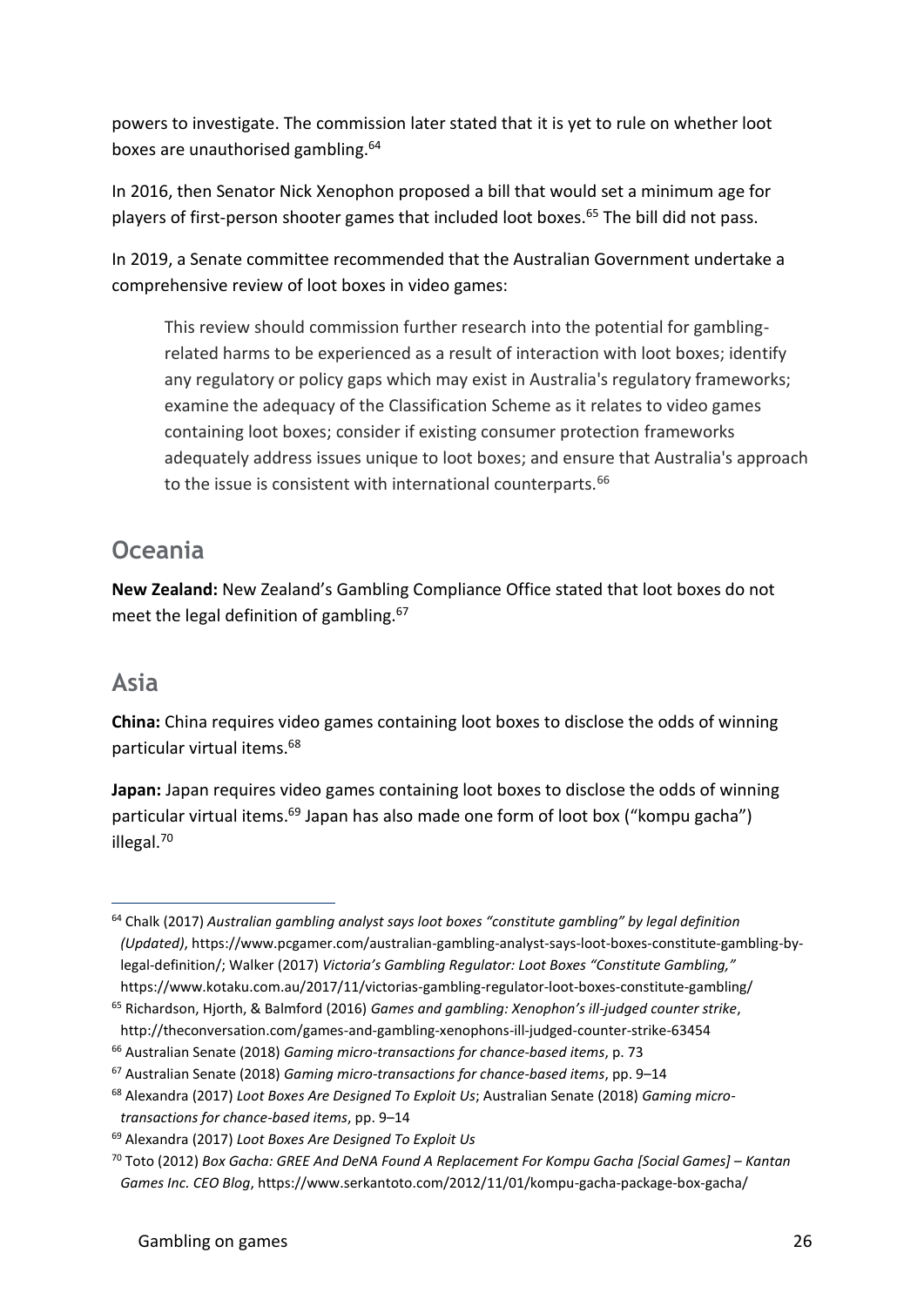powers to investigate. The commission later stated that it is yet to rule on whether loot boxes are unauthorised gambling.[64]

In 2016, then Senator Nick Xenophon proposed a bill that would set a minimum age for players of first-person shooter games that included loot boxes.[65] The bill did not pass.

In 2019, a Senate committee recommended that the Australian Government undertake a comprehensive review of loot boxes in video games:

> This review should commission further research into the potential for gambling-related harms to be experienced as a result of interaction with loot boxes; identify any regulatory or policy gaps which may exist in Australia's regulatory frameworks; examine the adequacy of the Classification Scheme as it relates to video games containing loot boxes; consider if existing consumer protection frameworks adequately address issues unique to loot boxes; and ensure that Australia's approach to the issue is consistent with international counterparts.[66]

## Oceania

**New Zealand:** New Zealand's Gambling Compliance Office stated that loot boxes do not meet the legal definition of gambling.[67]

## Asia

**China:** China requires video games containing loot boxes to disclose the odds of winning particular virtual items.[68]

**Japan:** Japan requires video games containing loot boxes to disclose the odds of winning particular virtual items.[69] Japan has also made one form of loot box ("kompu gacha") illegal.[70]

---

[64] Chalk (2017) *Australian gambling analyst says loot boxes "constitute gambling" by legal definition (Updated)*, https://www.pcgamer.com/australian-gambling-analyst-says-loot-boxes-constitute-gambling-by-legal-definition/; Walker (2017) *Victoria's Gambling Regulator: Loot Boxes "Constitute Gambling,"* https://www.kotaku.com.au/2017/11/victorias-gambling-regulator-loot-boxes-constitute-gambling/

[65] Richardson, Hjorth, & Balmford (2016) *Games and gambling: Xenophon's ill-judged counter strike*, http://theconversation.com/games-and-gambling-xenophons-ill-judged-counter-strike-63454

[66] Australian Senate (2018) *Gaming micro-transactions for chance-based items*, p. 73

[67] Australian Senate (2018) *Gaming micro-transactions for chance-based items*, pp. 9–14

[68] Alexandra (2017) *Loot Boxes Are Designed To Exploit Us*; Australian Senate (2018) *Gaming micro-transactions for chance-based items*, pp. 9–14

[69] Alexandra (2017) *Loot Boxes Are Designed To Exploit Us*

[70] Toto (2012) *Box Gacha: GREE And DeNA Found A Replacement For Kompu Gacha [Social Games] – Kantan Games Inc. CEO Blog*, https://www.serkantoto.com/2012/11/01/kompu-gacha-package-box-gacha/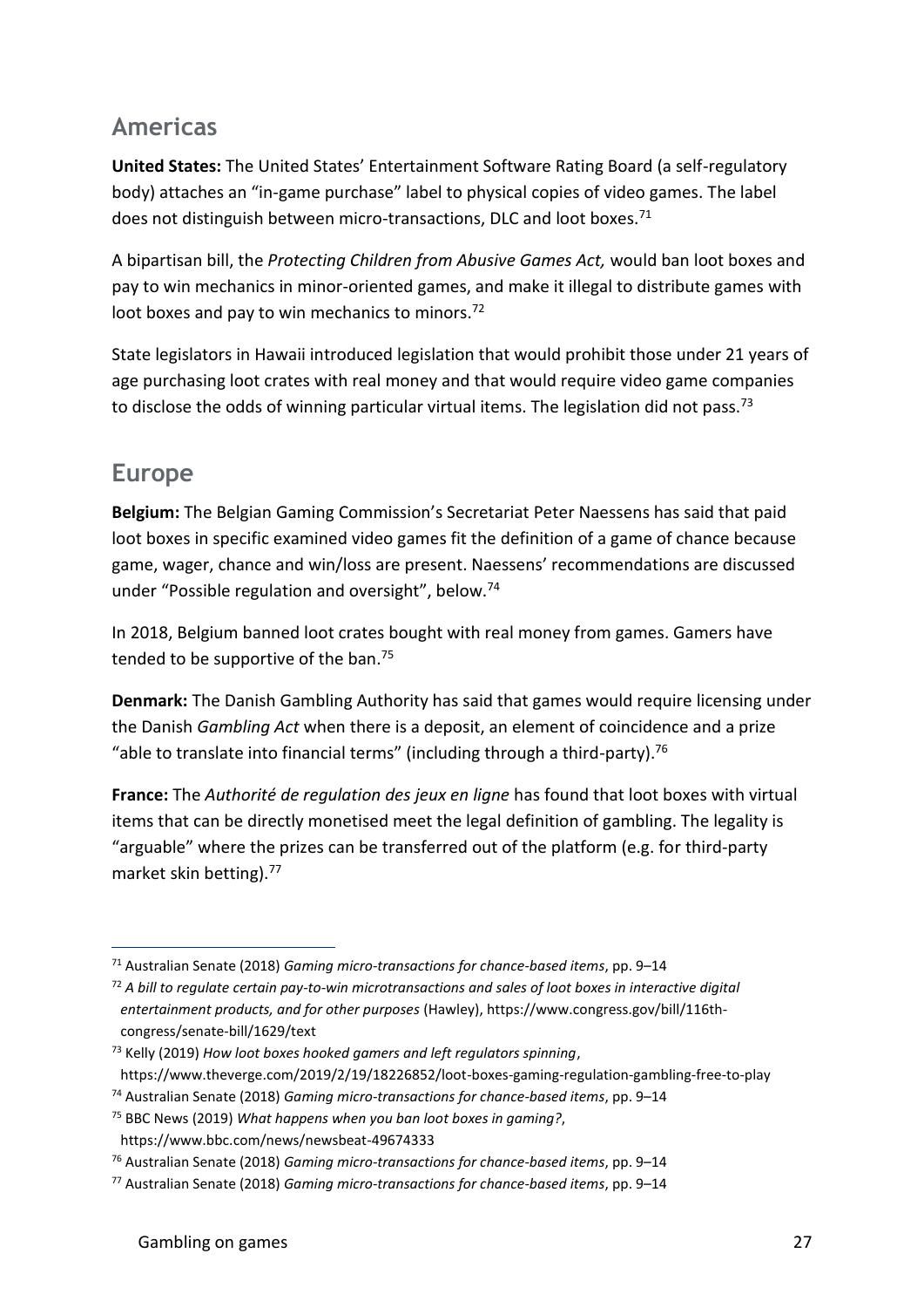## Americas

**United States:** The United States' Entertainment Software Rating Board (a self-regulatory body) attaches an "in-game purchase" label to physical copies of video games. The label does not distinguish between micro-transactions, DLC and loot boxes.[71]

A bipartisan bill, the *Protecting Children from Abusive Games Act,* would ban loot boxes and pay to win mechanics in minor-oriented games, and make it illegal to distribute games with loot boxes and pay to win mechanics to minors.[72]

State legislators in Hawaii introduced legislation that would prohibit those under 21 years of age purchasing loot crates with real money and that would require video game companies to disclose the odds of winning particular virtual items. The legislation did not pass.[73]

## Europe

**Belgium:** The Belgian Gaming Commission's Secretariat Peter Naessens has said that paid loot boxes in specific examined video games fit the definition of a game of chance because game, wager, chance and win/loss are present. Naessens' recommendations are discussed under "Possible regulation and oversight", below.[74]

In 2018, Belgium banned loot crates bought with real money from games. Gamers have tended to be supportive of the ban.[75]

**Denmark:** The Danish Gambling Authority has said that games would require licensing under the Danish *Gambling Act* when there is a deposit, an element of coincidence and a prize "able to translate into financial terms" (including through a third-party).[76]

**France:** The *Authorité de regulation des jeux en ligne* has found that loot boxes with virtual items that can be directly monetised meet the legal definition of gambling. The legality is "arguable" where the prizes can be transferred out of the platform (e.g. for third-party market skin betting).[77]

---

[71] Australian Senate (2018) *Gaming micro-transactions for chance-based items*, pp. 9–14

[72] *A bill to regulate certain pay-to-win microtransactions and sales of loot boxes in interactive digital entertainment products, and for other purposes* (Hawley), https://www.congress.gov/bill/116th-congress/senate-bill/1629/text

[73] Kelly (2019) *How loot boxes hooked gamers and left regulators spinning*, https://www.theverge.com/2019/2/19/18226852/loot-boxes-gaming-regulation-gambling-free-to-play

[74] Australian Senate (2018) *Gaming micro-transactions for chance-based items*, pp. 9–14

[75] BBC News (2019) *What happens when you ban loot boxes in gaming?*, https://www.bbc.com/news/newsbeat-49674333

[76] Australian Senate (2018) *Gaming micro-transactions for chance-based items*, pp. 9–14

[77] Australian Senate (2018) *Gaming micro-transactions for chance-based items*, pp. 9–14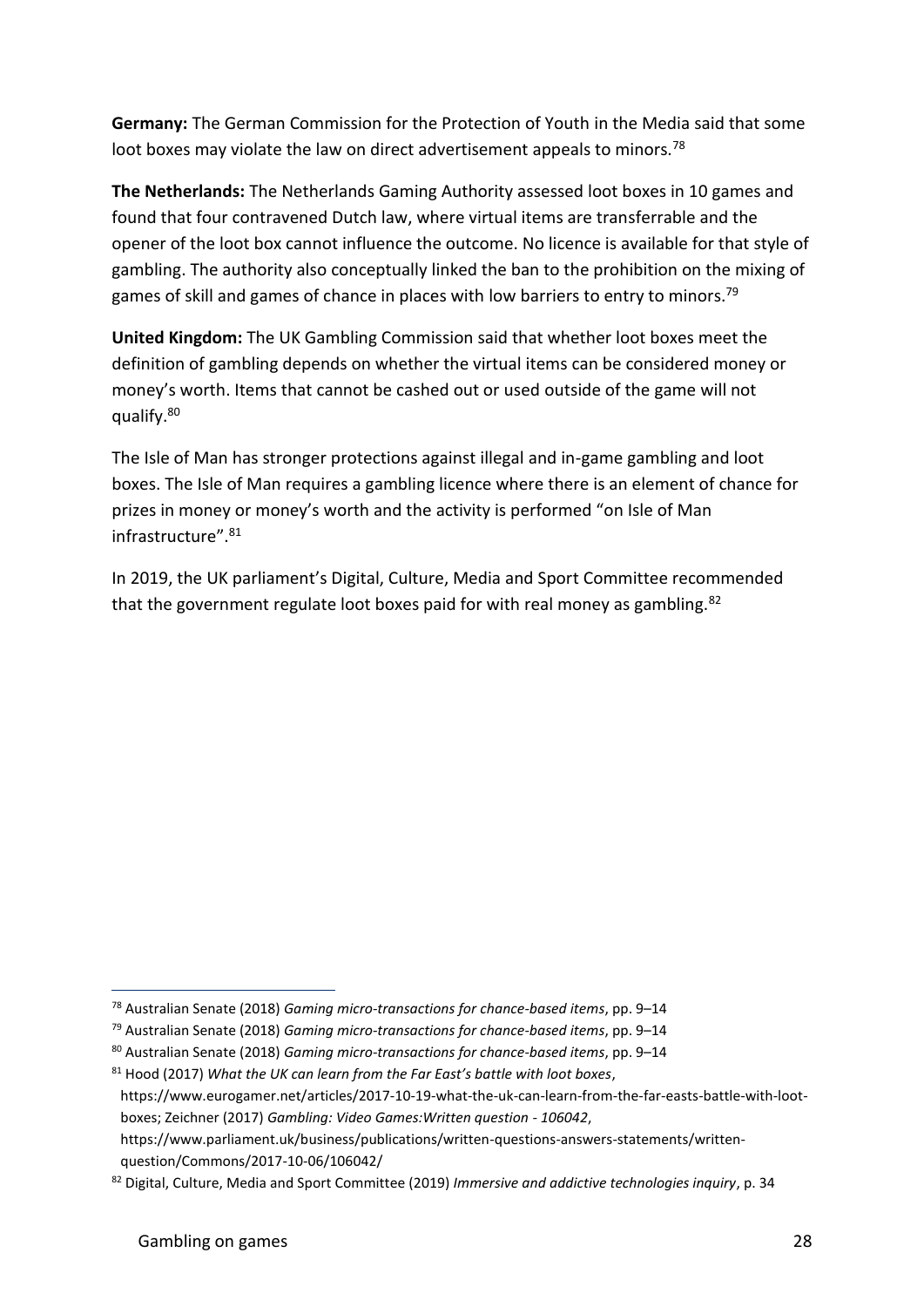**Germany:** The German Commission for the Protection of Youth in the Media said that some loot boxes may violate the law on direct advertisement appeals to minors.[78]

**The Netherlands:** The Netherlands Gaming Authority assessed loot boxes in 10 games and found that four contravened Dutch law, where virtual items are transferrable and the opener of the loot box cannot influence the outcome. No licence is available for that style of gambling. The authority also conceptually linked the ban to the prohibition on the mixing of games of skill and games of chance in places with low barriers to entry to minors.[79]

**United Kingdom:** The UK Gambling Commission said that whether loot boxes meet the definition of gambling depends on whether the virtual items can be considered money or money's worth. Items that cannot be cashed out or used outside of the game will not qualify.[80]

The Isle of Man has stronger protections against illegal and in-game gambling and loot boxes. The Isle of Man requires a gambling licence where there is an element of chance for prizes in money or money's worth and the activity is performed "on Isle of Man infrastructure".[81]

In 2019, the UK parliament's Digital, Culture, Media and Sport Committee recommended that the government regulate loot boxes paid for with real money as gambling.[82]

---

[78] Australian Senate (2018) *Gaming micro-transactions for chance-based items*, pp. 9–14

[79] Australian Senate (2018) *Gaming micro-transactions for chance-based items*, pp. 9–14

[80] Australian Senate (2018) *Gaming micro-transactions for chance-based items*, pp. 9–14

[81] Hood (2017) *What the UK can learn from the Far East's battle with loot boxes*, https://www.eurogamer.net/articles/2017-10-19-what-the-uk-can-learn-from-the-far-easts-battle-with-loot-boxes; Zeichner (2017) *Gambling: Video Games:Written question - 106042*, https://www.parliament.uk/business/publications/written-questions-answers-statements/written-question/Commons/2017-10-06/106042/

[82] Digital, Culture, Media and Sport Committee (2019) *Immersive and addictive technologies inquiry*, p. 34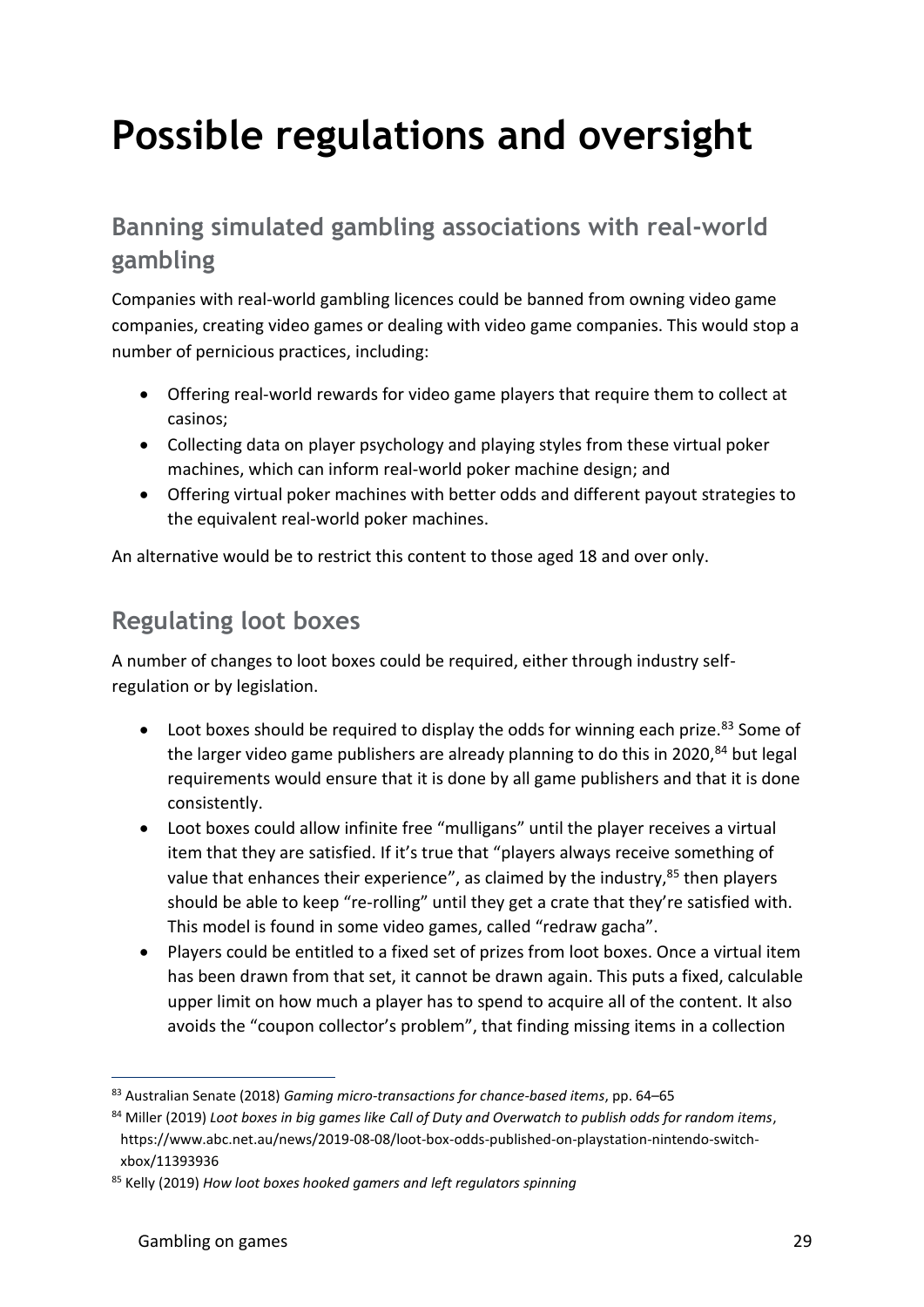# Possible regulations and oversight

## Banning simulated gambling associations with real-world gambling

Companies with real-world gambling licences could be banned from owning video game companies, creating video games or dealing with video game companies. This would stop a number of pernicious practices, including:

- Offering real-world rewards for video game players that require them to collect at casinos;
- Collecting data on player psychology and playing styles from these virtual poker machines, which can inform real-world poker machine design; and
- Offering virtual poker machines with better odds and different payout strategies to the equivalent real-world poker machines.

An alternative would be to restrict this content to those aged 18 and over only.

## Regulating loot boxes

A number of changes to loot boxes could be required, either through industry self-regulation or by legislation.

- Loot boxes should be required to display the odds for winning each prize.[83] Some of the larger video game publishers are already planning to do this in 2020,[84] but legal requirements would ensure that it is done by all game publishers and that it is done consistently.
- Loot boxes could allow infinite free "mulligans" until the player receives a virtual item that they are satisfied. If it's true that "players always receive something of value that enhances their experience", as claimed by the industry,[85] then players should be able to keep "re-rolling" until they get a crate that they're satisfied with. This model is found in some video games, called "redraw gacha".
- Players could be entitled to a fixed set of prizes from loot boxes. Once a virtual item has been drawn from that set, it cannot be drawn again. This puts a fixed, calculable upper limit on how much a player has to spend to acquire all of the content. It also avoids the "coupon collector's problem", that finding missing items in a collection

---

[83] Australian Senate (2018) *Gaming micro-transactions for chance-based items*, pp. 64–65

[84] Miller (2019) *Loot boxes in big games like Call of Duty and Overwatch to publish odds for random items*, https://www.abc.net.au/news/2019-08-08/loot-box-odds-published-on-playstation-nintendo-switch-xbox/11393936

[85] Kelly (2019) *How loot boxes hooked gamers and left regulators spinning*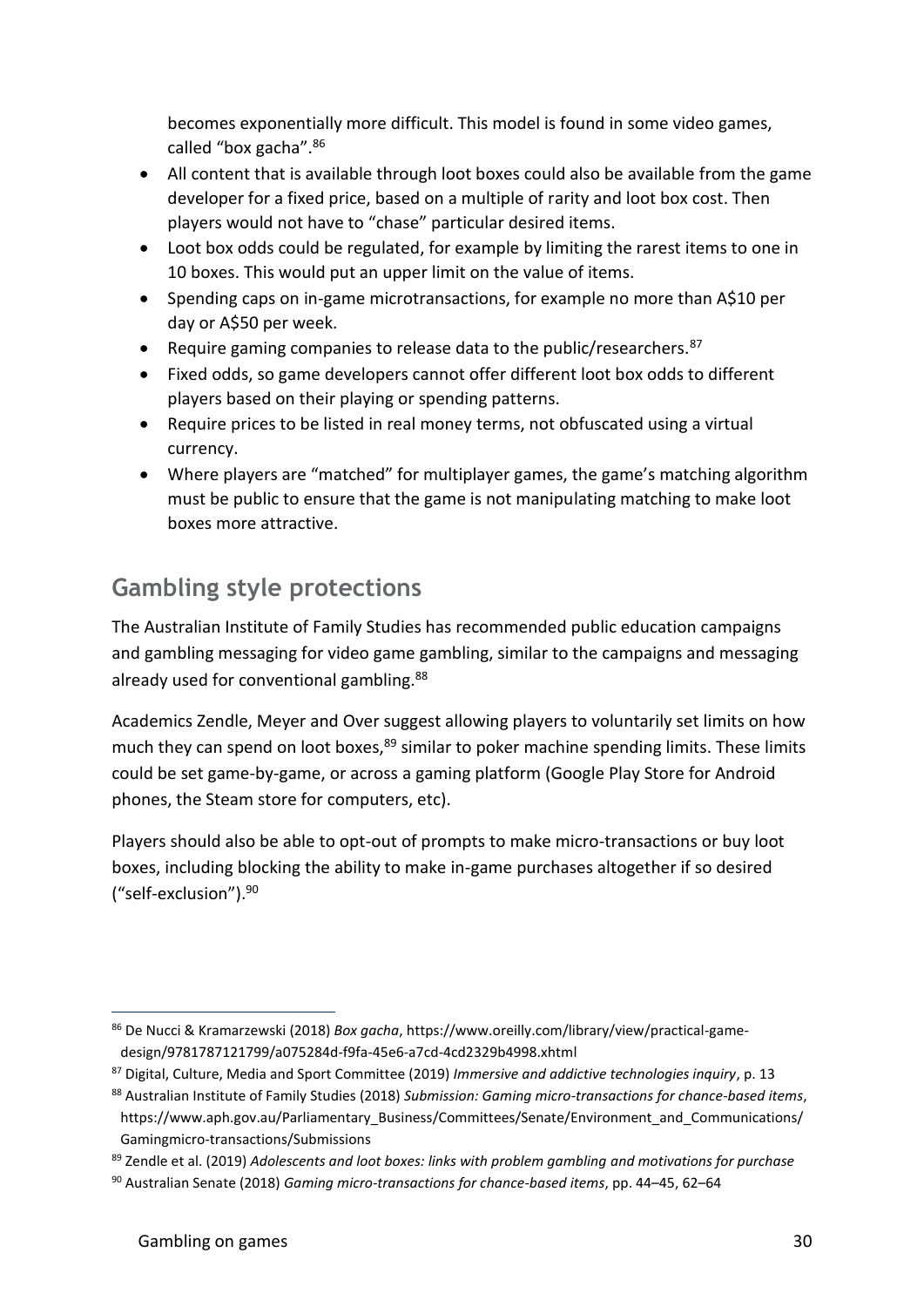becomes exponentially more difficult. This model is found in some video games, called "box gacha".[86]

- All content that is available through loot boxes could also be available from the game developer for a fixed price, based on a multiple of rarity and loot box cost. Then players would not have to "chase" particular desired items.
- Loot box odds could be regulated, for example by limiting the rarest items to one in 10 boxes. This would put an upper limit on the value of items.
- Spending caps on in-game microtransactions, for example no more than A$10 per day or A$50 per week.
- Require gaming companies to release data to the public/researchers.[87]
- Fixed odds, so game developers cannot offer different loot box odds to different players based on their playing or spending patterns.
- Require prices to be listed in real money terms, not obfuscated using a virtual currency.
- Where players are "matched" for multiplayer games, the game's matching algorithm must be public to ensure that the game is not manipulating matching to make loot boxes more attractive.

## Gambling style protections

The Australian Institute of Family Studies has recommended public education campaigns and gambling messaging for video game gambling, similar to the campaigns and messaging already used for conventional gambling.[88]

Academics Zendle, Meyer and Over suggest allowing players to voluntarily set limits on how much they can spend on loot boxes,[89] similar to poker machine spending limits. These limits could be set game-by-game, or across a gaming platform (Google Play Store for Android phones, the Steam store for computers, etc).

Players should also be able to opt-out of prompts to make micro-transactions or buy loot boxes, including blocking the ability to make in-game purchases altogether if so desired ("self-exclusion").[90]

---

[86] De Nucci & Kramarzewski (2018) *Box gacha*, https://www.oreilly.com/library/view/practical-game-design/9781787121799/a075284d-f9fa-45e6-a7cd-4cd2329b4998.xhtml

[87] Digital, Culture, Media and Sport Committee (2019) *Immersive and addictive technologies inquiry*, p. 13

[88] Australian Institute of Family Studies (2018) *Submission: Gaming micro-transactions for chance-based items*, https://www.aph.gov.au/Parliamentary_Business/Committees/Senate/Environment_and_Communications/Gamingmicro-transactions/Submissions

[89] Zendle et al. (2019) *Adolescents and loot boxes: links with problem gambling and motivations for purchase*

[90] Australian Senate (2018) *Gaming micro-transactions for chance-based items*, pp. 44–45, 62–64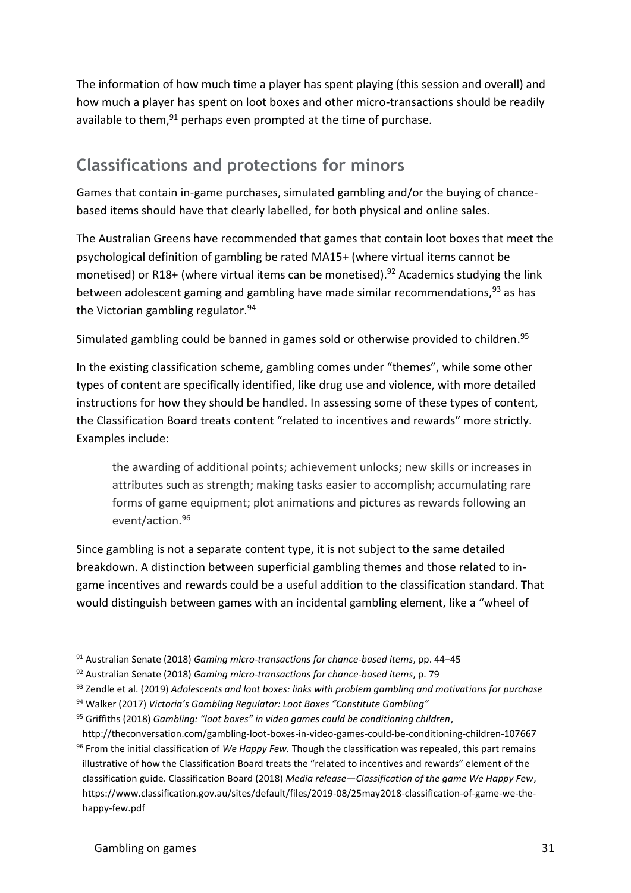The information of how much time a player has spent playing (this session and overall) and how much a player has spent on loot boxes and other micro-transactions should be readily available to them,[91] perhaps even prompted at the time of purchase.

## Classifications and protections for minors

Games that contain in-game purchases, simulated gambling and/or the buying of chance-based items should have that clearly labelled, for both physical and online sales.

The Australian Greens have recommended that games that contain loot boxes that meet the psychological definition of gambling be rated MA15+ (where virtual items cannot be monetised) or R18+ (where virtual items can be monetised).[92] Academics studying the link between adolescent gaming and gambling have made similar recommendations,[93] as has the Victorian gambling regulator.[94]

Simulated gambling could be banned in games sold or otherwise provided to children.[95]

In the existing classification scheme, gambling comes under "themes", while some other types of content are specifically identified, like drug use and violence, with more detailed instructions for how they should be handled. In assessing some of these types of content, the Classification Board treats content "related to incentives and rewards" more strictly. Examples include:

> the awarding of additional points; achievement unlocks; new skills or increases in attributes such as strength; making tasks easier to accomplish; accumulating rare forms of game equipment; plot animations and pictures as rewards following an event/action.[96]

Since gambling is not a separate content type, it is not subject to the same detailed breakdown. A distinction between superficial gambling themes and those related to in-game incentives and rewards could be a useful addition to the classification standard. That would distinguish between games with an incidental gambling element, like a "wheel of

---

[91] Australian Senate (2018) *Gaming micro-transactions for chance-based items*, pp. 44–45

[92] Australian Senate (2018) *Gaming micro-transactions for chance-based items*, p. 79

[93] Zendle et al. (2019) *Adolescents and loot boxes: links with problem gambling and motivations for purchase*

[94] Walker (2017) *Victoria's Gambling Regulator: Loot Boxes "Constitute Gambling"*

[95] Griffiths (2018) *Gambling: "loot boxes" in video games could be conditioning children*, http://theconversation.com/gambling-loot-boxes-in-video-games-could-be-conditioning-children-107667

[96] From the initial classification of *We Happy Few.* Though the classification was repealed, this part remains illustrative of how the Classification Board treats the "related to incentives and rewards" element of the classification guide. Classification Board (2018) *Media release—Classification of the game We Happy Few*, https://www.classification.gov.au/sites/default/files/2019-08/25may2018-classification-of-game-we-the-happy-few.pdf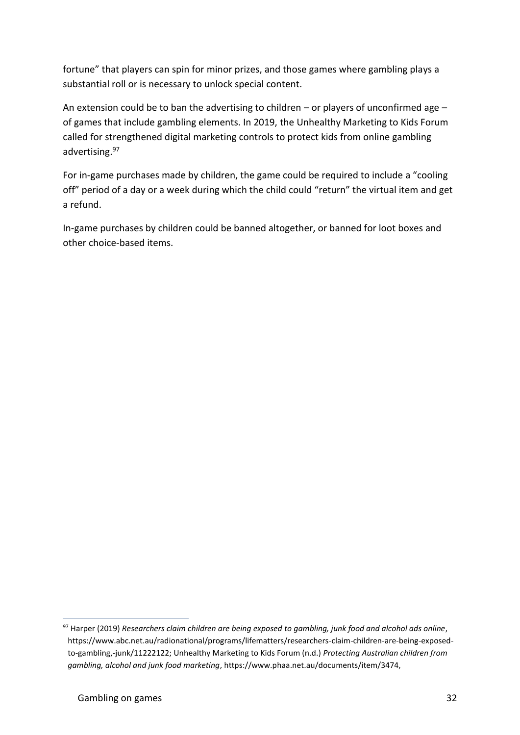fortune" that players can spin for minor prizes, and those games where gambling plays a substantial roll or is necessary to unlock special content.

An extension could be to ban the advertising to children – or players of unconfirmed age – of games that include gambling elements. In 2019, the Unhealthy Marketing to Kids Forum called for strengthened digital marketing controls to protect kids from online gambling advertising.[97]

For in-game purchases made by children, the game could be required to include a "cooling off" period of a day or a week during which the child could "return" the virtual item and get a refund.

In-game purchases by children could be banned altogether, or banned for loot boxes and other choice-based items.

---

[97] Harper (2019) *Researchers claim children are being exposed to gambling, junk food and alcohol ads online*, https://www.abc.net.au/radionational/programs/lifematters/researchers-claim-children-are-being-exposed-to-gambling,-junk/11222122; Unhealthy Marketing to Kids Forum (n.d.) *Protecting Australian children from gambling, alcohol and junk food marketing*, https://www.phaa.net.au/documents/item/3474,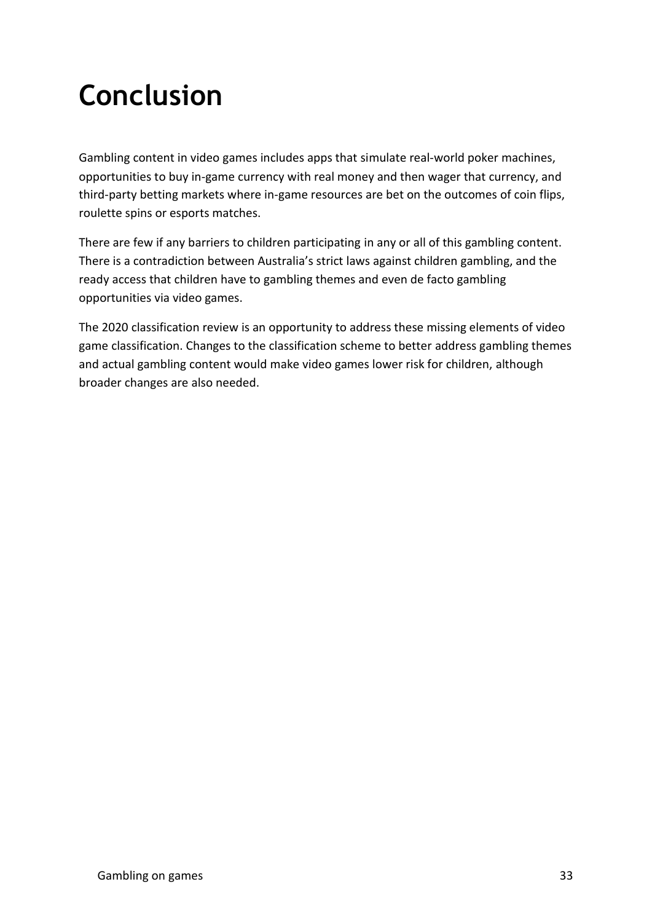# Conclusion

Gambling content in video games includes apps that simulate real-world poker machines, opportunities to buy in-game currency with real money and then wager that currency, and third-party betting markets where in-game resources are bet on the outcomes of coin flips, roulette spins or esports matches.

There are few if any barriers to children participating in any or all of this gambling content. There is a contradiction between Australia's strict laws against children gambling, and the ready access that children have to gambling themes and even de facto gambling opportunities via video games.

The 2020 classification review is an opportunity to address these missing elements of video game classification. Changes to the classification scheme to better address gambling themes and actual gambling content would make video games lower risk for children, although broader changes are also needed.